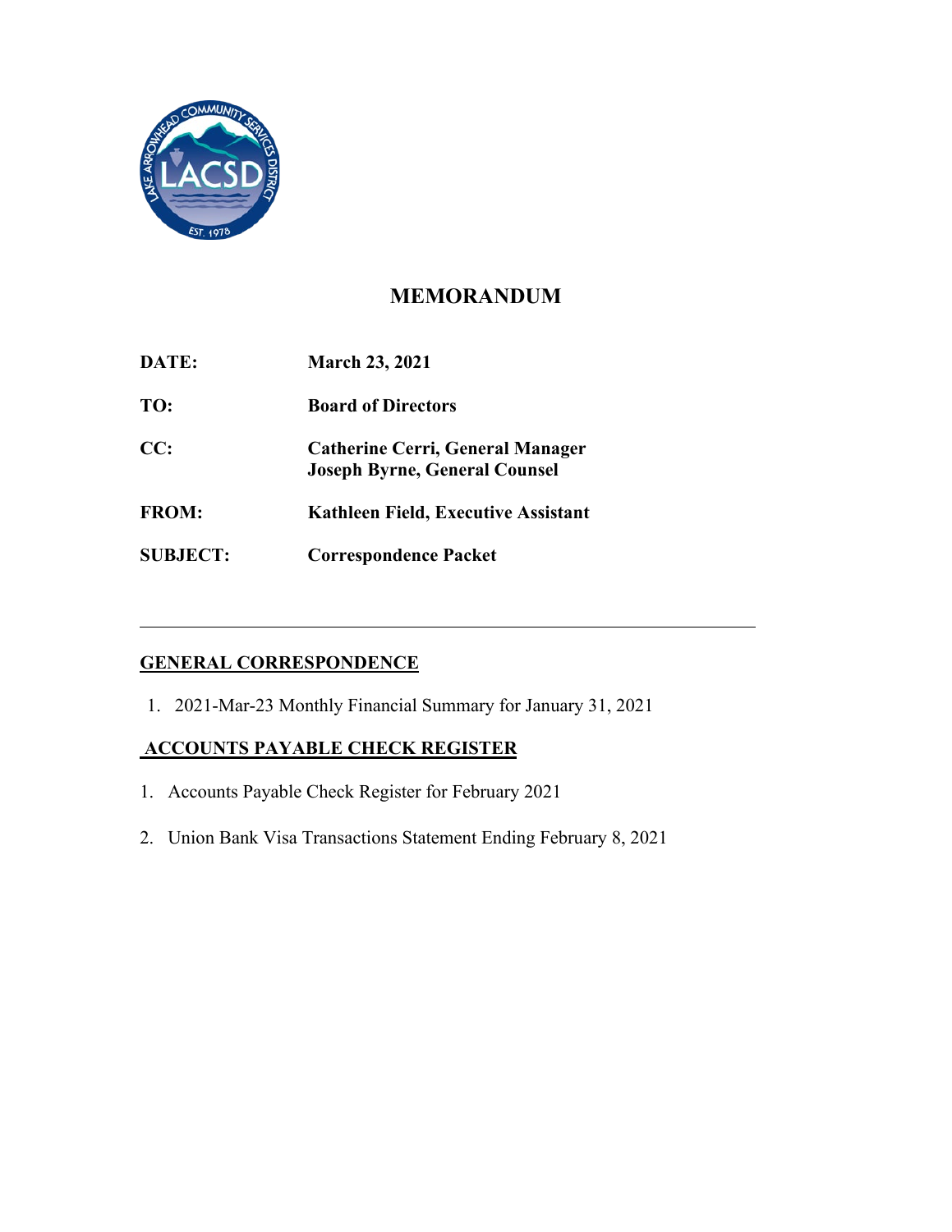# MEMORANDUM

**DATE:** March 23, 2021

**TO:** Board of Directors

**CC:** Catherine Cerri, General Manager
Joseph Byrne, General Counsel

**FROM:** Kathleen Field, Executive Assistant

**SUBJECT:** Correspondence Packet

---

## GENERAL CORRESPONDENCE

1. 2021-Mar-23 Monthly Financial Summary for January 31, 2021

## ACCOUNTS PAYABLE CHECK REGISTER

1. Accounts Payable Check Register for February 2021
2. Union Bank Visa Transactions Statement Ending February 8, 2021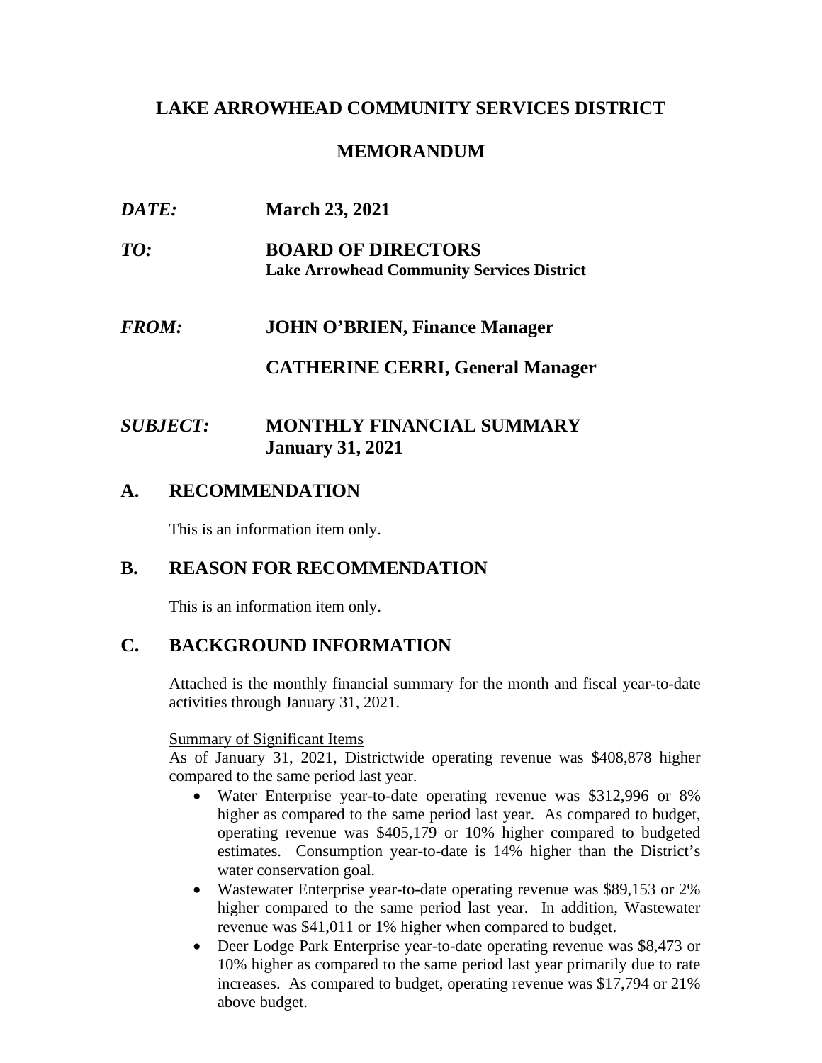# LAKE ARROWHEAD COMMUNITY SERVICES DISTRICT

## MEMORANDUM

***DATE:*** **March 23, 2021**

***TO:*** **BOARD OF DIRECTORS**
**Lake Arrowhead Community Services District**

***FROM:*** **JOHN O'BRIEN, Finance Manager**

**CATHERINE CERRI, General Manager**

***SUBJECT:*** **MONTHLY FINANCIAL SUMMARY**
**January 31, 2021**

## A. RECOMMENDATION

This is an information item only.

## B. REASON FOR RECOMMENDATION

This is an information item only.

## C. BACKGROUND INFORMATION

Attached is the monthly financial summary for the month and fiscal year-to-date activities through January 31, 2021.

Summary of Significant Items

As of January 31, 2021, Districtwide operating revenue was $408,878 higher compared to the same period last year.

- Water Enterprise year-to-date operating revenue was $312,996 or 8% higher as compared to the same period last year. As compared to budget, operating revenue was $405,179 or 10% higher compared to budgeted estimates. Consumption year-to-date is 14% higher than the District's water conservation goal.
- Wastewater Enterprise year-to-date operating revenue was $89,153 or 2% higher compared to the same period last year. In addition, Wastewater revenue was $41,011 or 1% higher when compared to budget.
- Deer Lodge Park Enterprise year-to-date operating revenue was $8,473 or 10% higher as compared to the same period last year primarily due to rate increases. As compared to budget, operating revenue was $17,794 or 21% above budget.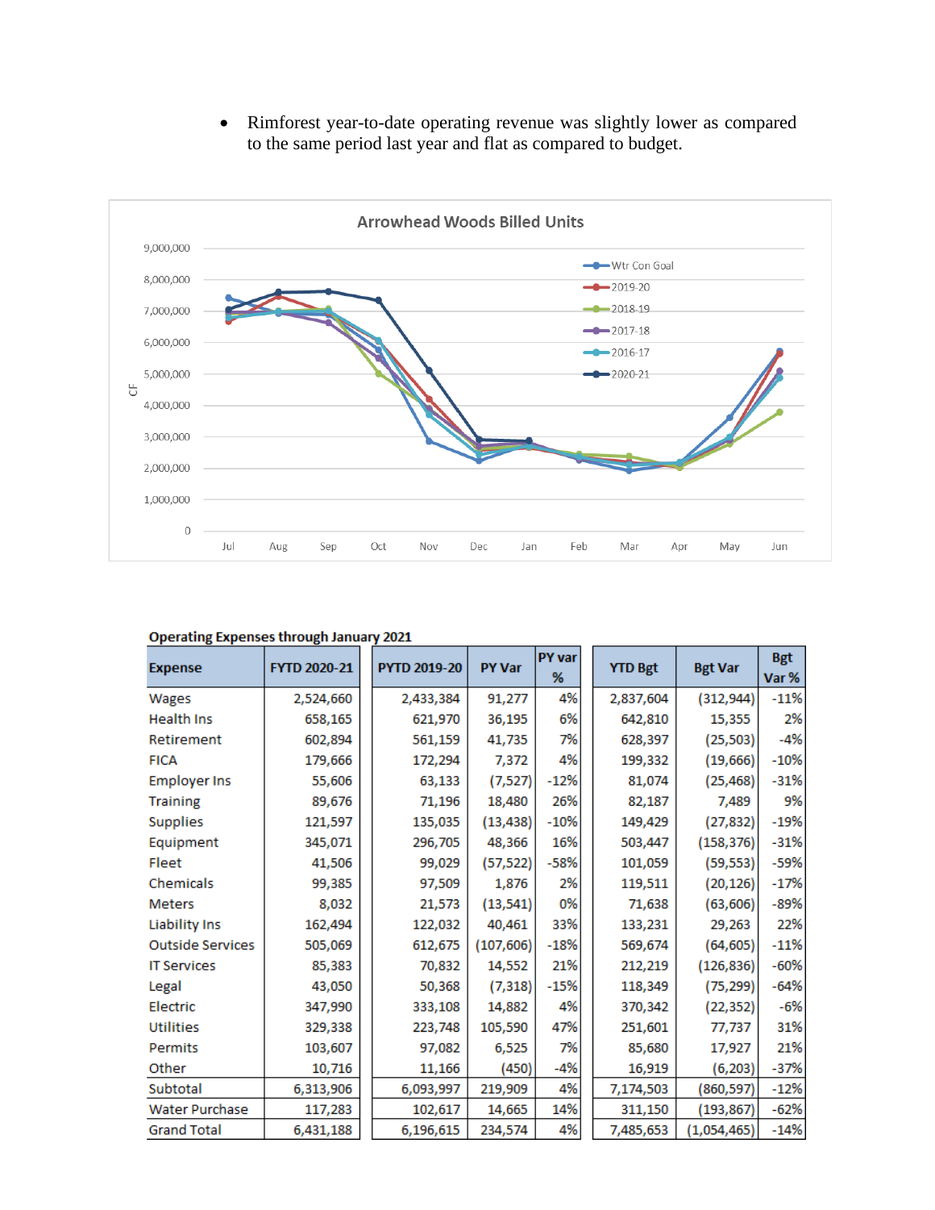- Rimforest year-to-date operating revenue was slightly lower as compared to the same period last year and flat as compared to budget.

**Operating Expenses through January 2021**

| Expense | FYTD 2020-21 | PYTD 2019-20 | PY Var | PY var % | YTD Bgt | Bgt Var | Bgt Var % |
|---|---|---|---|---|---|---|---|
| Wages | 2,524,660 | 2,433,384 | 91,277 | 4% | 2,837,604 | (312,944) | -11% |
| Health Ins | 658,165 | 621,970 | 36,195 | 6% | 642,810 | 15,355 | 2% |
| Retirement | 602,894 | 561,159 | 41,735 | 7% | 628,397 | (25,503) | -4% |
| FICA | 179,666 | 172,294 | 7,372 | 4% | 199,332 | (19,666) | -10% |
| Employer Ins | 55,606 | 63,133 | (7,527) | -12% | 81,074 | (25,468) | -31% |
| Training | 89,676 | 71,196 | 18,480 | 26% | 82,187 | 7,489 | 9% |
| Supplies | 121,597 | 135,035 | (13,438) | -10% | 149,429 | (27,832) | -19% |
| Equipment | 345,071 | 296,705 | 48,366 | 16% | 503,447 | (158,376) | -31% |
| Fleet | 41,506 | 99,029 | (57,522) | -58% | 101,059 | (59,553) | -59% |
| Chemicals | 99,385 | 97,509 | 1,876 | 2% | 119,511 | (20,126) | -17% |
| Meters | 8,032 | 21,573 | (13,541) | 0% | 71,638 | (63,606) | -89% |
| Liability Ins | 162,494 | 122,032 | 40,461 | 33% | 133,231 | 29,263 | 22% |
| Outside Services | 505,069 | 612,675 | (107,606) | -18% | 569,674 | (64,605) | -11% |
| IT Services | 85,383 | 70,832 | 14,552 | 21% | 212,219 | (126,836) | -60% |
| Legal | 43,050 | 50,368 | (7,318) | -15% | 118,349 | (75,299) | -64% |
| Electric | 347,990 | 333,108 | 14,882 | 4% | 370,342 | (22,352) | -6% |
| Utilities | 329,338 | 223,748 | 105,590 | 47% | 251,601 | 77,737 | 31% |
| Permits | 103,607 | 97,082 | 6,525 | 7% | 85,680 | 17,927 | 21% |
| Other | 10,716 | 11,166 | (450) | -4% | 16,919 | (6,203) | -37% |
| Subtotal | 6,313,906 | 6,093,997 | 219,909 | 4% | 7,174,503 | (860,597) | -12% |
| Water Purchase | 117,283 | 102,617 | 14,665 | 14% | 311,150 | (193,867) | -62% |
| Grand Total | 6,431,188 | 6,196,615 | 234,574 | 4% | 7,485,653 | (1,054,465) | -14% |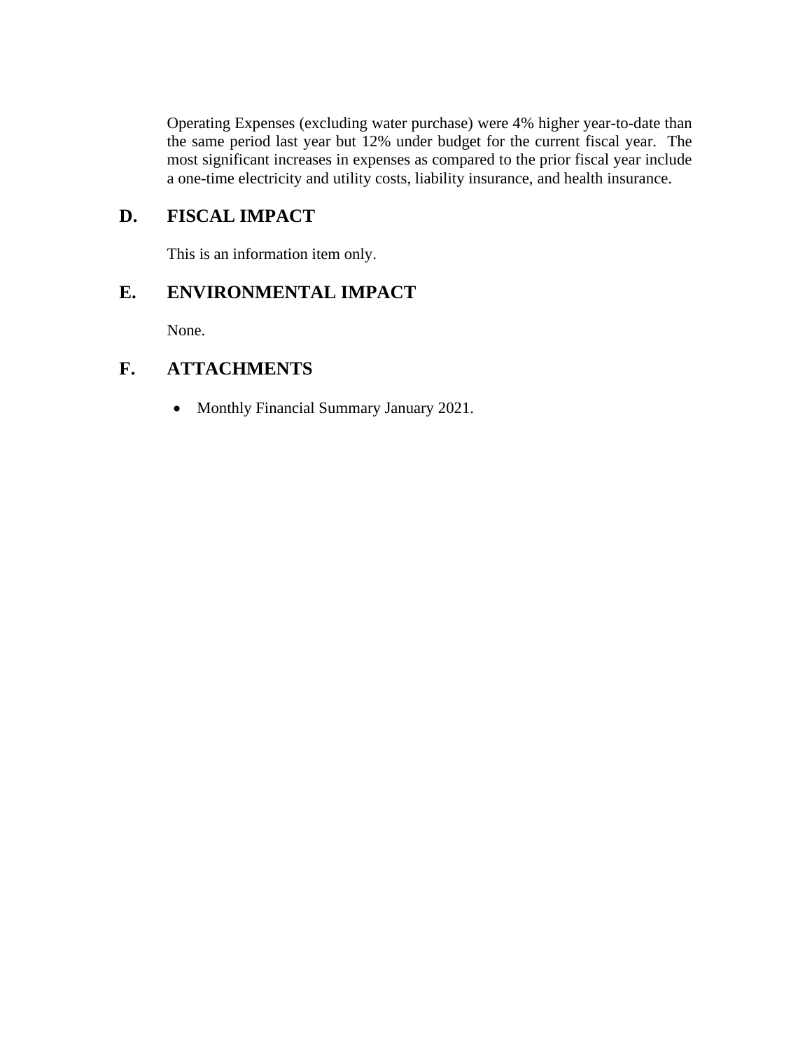Operating Expenses (excluding water purchase) were 4% higher year-to-date than the same period last year but 12% under budget for the current fiscal year. The most significant increases in expenses as compared to the prior fiscal year include a one-time electricity and utility costs, liability insurance, and health insurance.

## D. FISCAL IMPACT

This is an information item only.

## E. ENVIRONMENTAL IMPACT

None.

## F. ATTACHMENTS

- Monthly Financial Summary January 2021.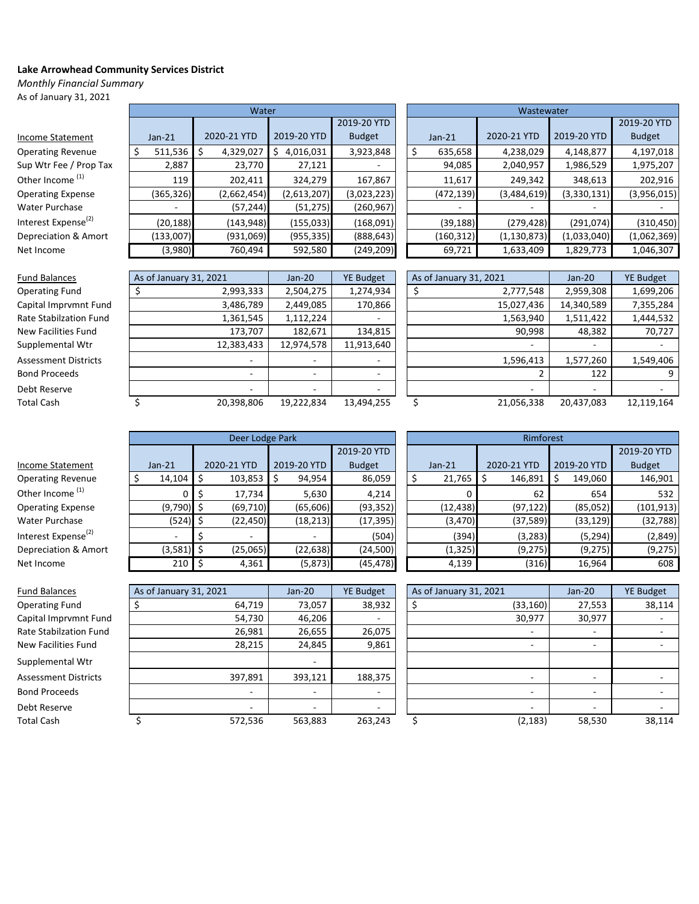**Lake Arrowhead Community Services District**

*Monthly Financial Summary*

As of January 31, 2021

| Income Statement | Water | | | | Wastewater | | | |
|---|---|---|---|---|---|---|---|---|
| | Jan-21 | 2020-21 YTD | 2019-20 YTD | 2019-20 YTD Budget | Jan-21 | 2020-21 YTD | 2019-20 YTD | 2019-20 YTD Budget |
| Operating Revenue | $ 511,536 | $ 4,329,027 | $ 4,016,031 | 3,923,848 | $ 635,658 | 4,238,029 | 4,148,877 | 4,197,018 |
| Sup Wtr Fee / Prop Tax | 2,887 | 23,770 | 27,121 | - | 94,085 | 2,040,957 | 1,986,529 | 1,975,207 |
| Other Income [(1)] | 119 | 202,411 | 324,279 | 167,867 | 11,617 | 249,342 | 348,613 | 202,916 |
| Operating Expense | (365,326) | (2,662,454) | (2,613,207) | (3,023,223) | (472,139) | (3,484,619) | (3,330,131) | (3,956,015) |
| Water Purchase | - | (57,244) | (51,275) | (260,967) | - | - | - | - |
| Interest Expense[(2)] | (20,188) | (143,948) | (155,033) | (168,091) | (39,188) | (279,428) | (291,074) | (310,450) |
| Depreciation & Amort | (133,007) | (931,069) | (955,335) | (888,643) | (160,312) | (1,130,873) | (1,033,040) | (1,062,369) |
| Net Income | (3,980) | 760,494 | 592,580 | (249,209) | 69,721 | 1,633,409 | 1,829,773 | 1,046,307 |

| Fund Balances | As of January 31, 2021 | Jan-20 | YE Budget | As of January 31, 2021 | Jan-20 | YE Budget |
|---|---|---|---|---|---|---|
| Operating Fund | $ 2,993,333 | 2,504,275 | 1,274,934 | $ 2,777,548 | 2,959,308 | 1,699,206 |
| Capital Imprvmnt Fund | 3,486,789 | 2,449,085 | 170,866 | 15,027,436 | 14,340,589 | 7,355,284 |
| Rate Stabilzation Fund | 1,361,545 | 1,112,224 | - | 1,563,940 | 1,511,422 | 1,444,532 |
| New Facilities Fund | 173,707 | 182,671 | 134,815 | 90,998 | 48,382 | 70,727 |
| Supplemental Wtr | 12,383,433 | 12,974,578 | 11,913,640 | - | - | - |
| Assessment Districts | - | - | - | 1,596,413 | 1,577,260 | 1,549,406 |
| Bond Proceeds | - | - | - | 2 | 122 | 9 |
| Debt Reserve | - | - | - | - | - | - |
| Total Cash | $ 20,398,806 | 19,222,834 | 13,494,255 | $ 21,056,338 | 20,437,083 | 12,119,164 |

| Income Statement | Deer Lodge Park | | | | Rimforest | | | |
|---|---|---|---|---|---|---|---|---|
| | Jan-21 | 2020-21 YTD | 2019-20 YTD | 2019-20 YTD Budget | Jan-21 | 2020-21 YTD | 2019-20 YTD | 2019-20 YTD Budget |
| Operating Revenue | $ 14,104 | $ 103,853 | $ 94,954 | 86,059 | $ 21,765 | $ 146,891 | $ 149,060 | 146,901 |
| Other Income [(1)] | 0 | $ 17,734 | 5,630 | 4,214 | 0 | 62 | 654 | 532 |
| Operating Expense | (9,790) | $ (69,710) | (65,606) | (93,352) | (12,438) | (97,122) | (85,052) | (101,913) |
| Water Purchase | (524) | $ (22,450) | (18,213) | (17,395) | (3,470) | (37,589) | (33,129) | (32,788) |
| Interest Expense[(2)] | - | $ - | - | (504) | (394) | (3,283) | (5,294) | (2,849) |
| Depreciation & Amort | (3,581) | $ (25,065) | (22,638) | (24,500) | (1,325) | (9,275) | (9,275) | (9,275) |
| Net Income | 210 | $ 4,361 | (5,873) | (45,478) | 4,139 | (316) | 16,964 | 608 |

| Fund Balances | As of January 31, 2021 | Jan-20 | YE Budget | As of January 31, 2021 | Jan-20 | YE Budget |
|---|---|---|---|---|---|---|
| Operating Fund | $ 64,719 | 73,057 | 38,932 | $ (33,160) | 27,553 | 38,114 |
| Capital Imprvmnt Fund | 54,730 | 46,206 | - | 30,977 | 30,977 | - |
| Rate Stabilzation Fund | 26,981 | 26,655 | 26,075 | - | - | - |
| New Facilities Fund | 28,215 | 24,845 | 9,861 | - | - | - |
| Supplemental Wtr | | - | | | | |
| Assessment Districts | 397,891 | 393,121 | 188,375 | - | - | - |
| Bond Proceeds | - | - | - | - | - | - |
| Debt Reserve | - | - | - | - | - | - |
| Total Cash | $ 572,536 | 563,883 | 263,243 | $ (2,183) | 58,530 | 38,114 |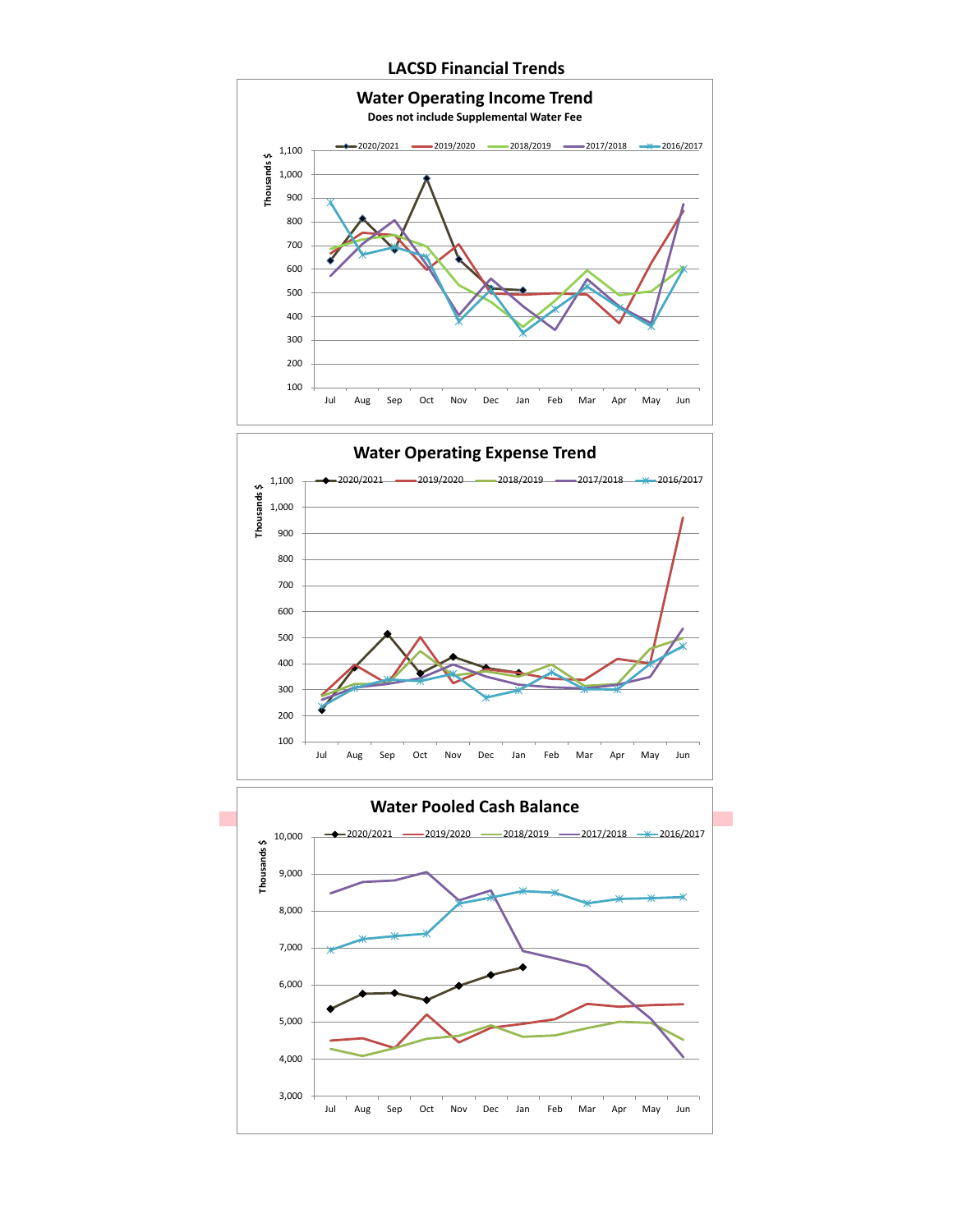# LACSD Financial Trends

## Water Operating Income Trend

Does not include Supplemental Water Fee

Legend: 2020/2021, 2019/2020, 2018/2019, 2017/2018, 2016/2017

Thousands $

Y-axis: 100, 200, 300, 400, 500, 600, 700, 800, 900, 1,000, 1,100

X-axis: Jul, Aug, Sep, Oct, Nov, Dec, Jan, Feb, Mar, Apr, May, Jun

## Water Operating Expense Trend

Legend: 2020/2021, 2019/2020, 2018/2019, 2017/2018, 2016/2017

Thousands $

Y-axis: 100, 200, 300, 400, 500, 600, 700, 800, 900, 1,000, 1,100

X-axis: Jul, Aug, Sep, Oct, Nov, Dec, Jan, Feb, Mar, Apr, May, Jun

## Water Pooled Cash Balance

Legend: 2020/2021, 2019/2020, 2018/2019, 2017/2018, 2016/2017

Thousands $

Y-axis: 3,000, 4,000, 5,000, 6,000, 7,000, 8,000, 9,000, 10,000

X-axis: Jul, Aug, Sep, Oct, Nov, Dec, Jan, Feb, Mar, Apr, May, Jun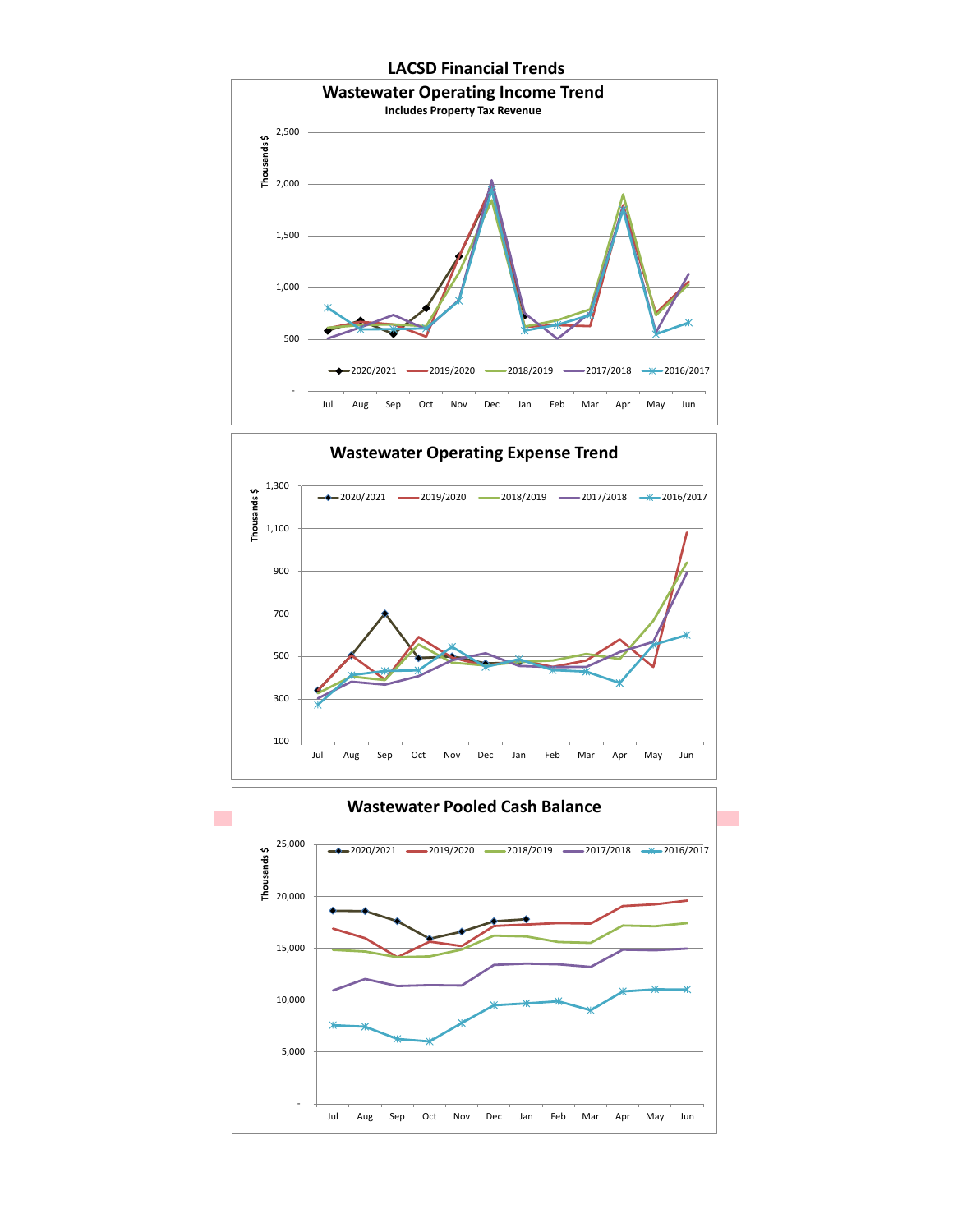# LACSD Financial Trends

## Wastewater Operating Income Trend

**Includes Property Tax Revenue**

Thousands $

2,500
2,000
1,500
1,000
500
-

2020/2021 | 2019/2020 | 2018/2019 | 2017/2018 | 2016/2017

Jul Aug Sep Oct Nov Dec Jan Feb Mar Apr May Jun

## Wastewater Operating Expense Trend

Thousands $

1,300
1,100
900
700
500
300
100

2020/2021 | 2019/2020 | 2018/2019 | 2017/2018 | 2016/2017

Jul Aug Sep Oct Nov Dec Jan Feb Mar Apr May Jun

## Wastewater Pooled Cash Balance

Thousands $

25,000
20,000
15,000
10,000
5,000
-

2020/2021 | 2019/2020 | 2018/2019 | 2017/2018 | 2016/2017

Jul Aug Sep Oct Nov Dec Jan Feb Mar Apr May Jun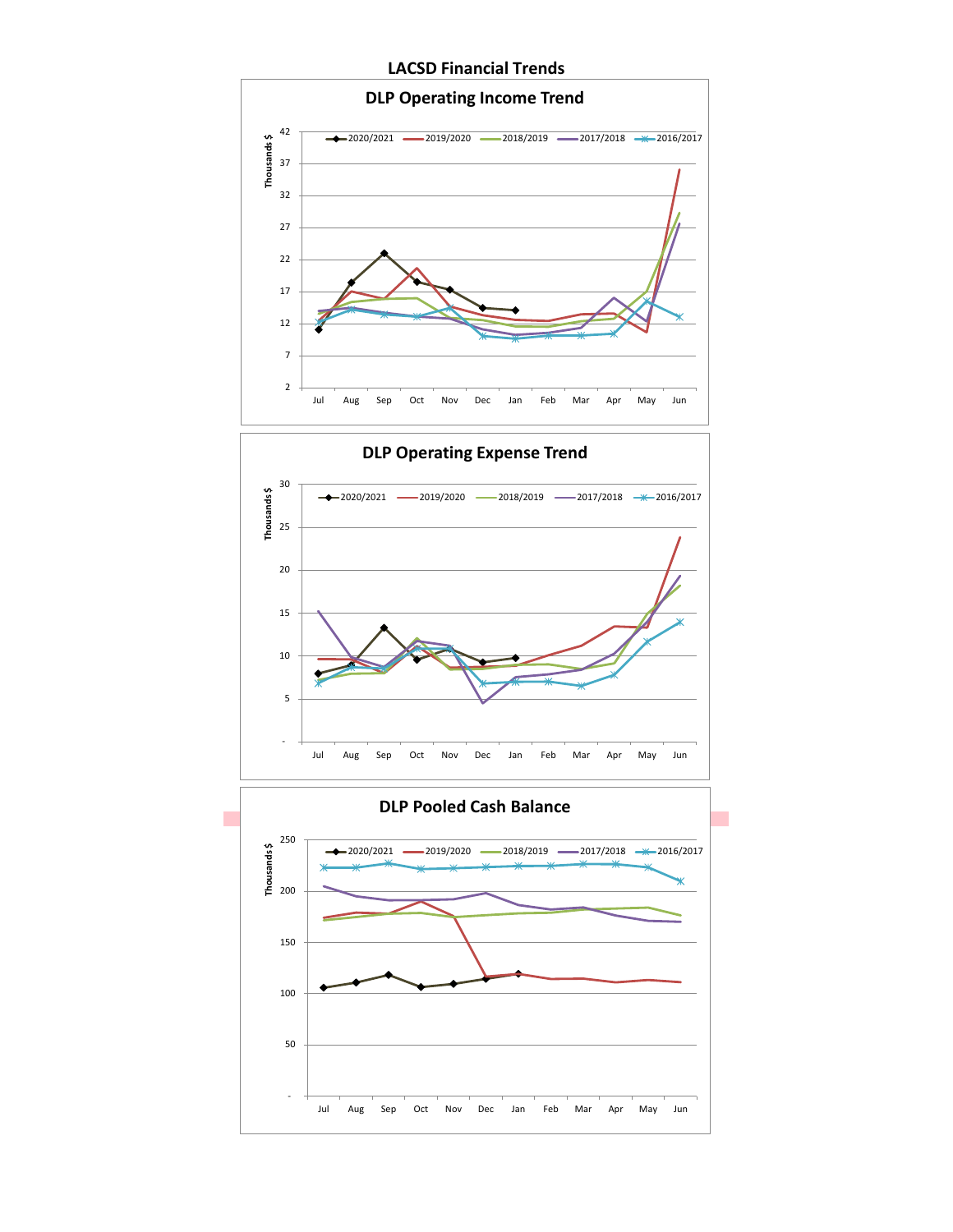# LACSD Financial Trends

## DLP Operating Income Trend

Thousands $

Legend: 2020/2021, 2019/2020, 2018/2019, 2017/2018, 2016/2017

Y-axis: 2, 7, 12, 17, 22, 27, 32, 37, 42

X-axis: Jul, Aug, Sep, Oct, Nov, Dec, Jan, Feb, Mar, Apr, May, Jun

## DLP Operating Expense Trend

Thousands $

Legend: 2020/2021, 2019/2020, 2018/2019, 2017/2018, 2016/2017

Y-axis: -, 5, 10, 15, 20, 25, 30

X-axis: Jul, Aug, Sep, Oct, Nov, Dec, Jan, Feb, Mar, Apr, May, Jun

## DLP Pooled Cash Balance

Thousands $

Legend: 2020/2021, 2019/2020, 2018/2019, 2017/2018, 2016/2017

Y-axis: -, 50, 100, 150, 200, 250

X-axis: Jul, Aug, Sep, Oct, Nov, Dec, Jan, Feb, Mar, Apr, May, Jun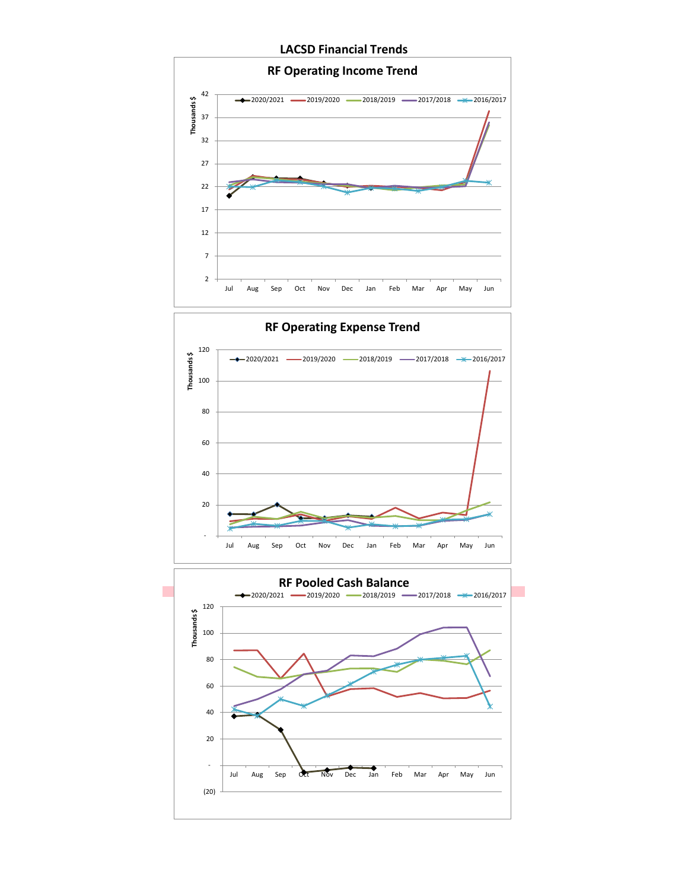# LACSD Financial Trends

## RF Operating Income Trend

Thousands $

Legend: 2020/2021, 2019/2020, 2018/2019, 2017/2018, 2016/2017

Y-axis: 2, 7, 12, 17, 22, 27, 32, 37, 42

X-axis: Jul, Aug, Sep, Oct, Nov, Dec, Jan, Feb, Mar, Apr, May, Jun

## RF Operating Expense Trend

Thousands $

Legend: 2020/2021, 2019/2020, 2018/2019, 2017/2018, 2016/2017

Y-axis: -, 20, 40, 60, 80, 100, 120

X-axis: Jul, Aug, Sep, Oct, Nov, Dec, Jan, Feb, Mar, Apr, May, Jun

## RF Pooled Cash Balance

Thousands $

Legend: 2020/2021, 2019/2020, 2018/2019, 2017/2018, 2016/2017

Y-axis: (20), -, 20, 40, 60, 80, 100, 120

X-axis: Jul, Aug, Sep, Oct, Nov, Dec, Jan, Feb, Mar, Apr, May, Jun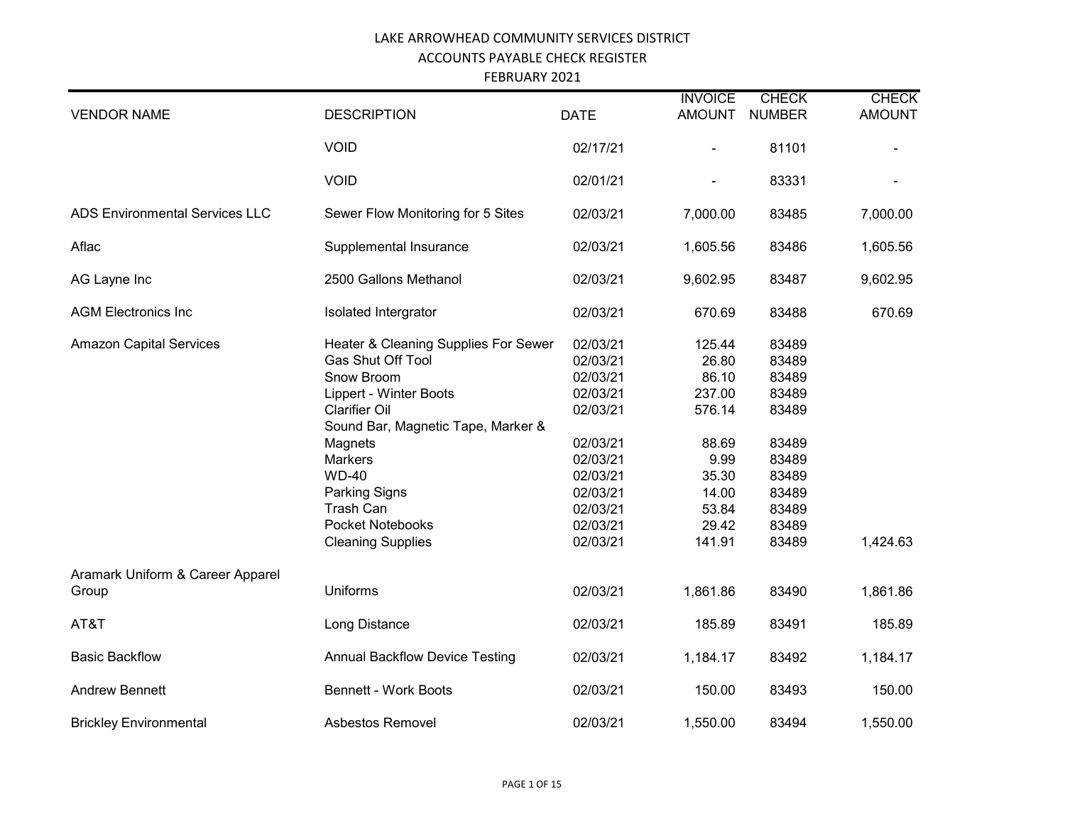LAKE ARROWHEAD COMMUNITY SERVICES DISTRICT

ACCOUNTS PAYABLE CHECK REGISTER

FEBRUARY 2021

| VENDOR NAME | DESCRIPTION | DATE | INVOICE AMOUNT | CHECK NUMBER | CHECK AMOUNT |
|---|---|---|---|---|---|
| | VOID | 02/17/21 | - | 81101 | - |
| | VOID | 02/01/21 | - | 83331 | - |
| ADS Environmental Services LLC | Sewer Flow Monitoring for 5 Sites | 02/03/21 | 7,000.00 | 83485 | 7,000.00 |
| Aflac | Supplemental Insurance | 02/03/21 | 1,605.56 | 83486 | 1,605.56 |
| AG Layne Inc | 2500 Gallons Methanol | 02/03/21 | 9,602.95 | 83487 | 9,602.95 |
| AGM Electronics Inc | Isolated Intergrator | 02/03/21 | 670.69 | 83488 | 670.69 |
| Amazon Capital Services | Heater & Cleaning Supplies For Sewer | 02/03/21 | 125.44 | 83489 | |
| | Gas Shut Off Tool | 02/03/21 | 26.80 | 83489 | |
| | Snow Broom | 02/03/21 | 86.10 | 83489 | |
| | Lippert - Winter Boots | 02/03/21 | 237.00 | 83489 | |
| | Clarifier Oil | 02/03/21 | 576.14 | 83489 | |
| | Sound Bar, Magnetic Tape, Marker & Magnets | 02/03/21 | 88.69 | 83489 | |
| | Markers | 02/03/21 | 9.99 | 83489 | |
| | WD-40 | 02/03/21 | 35.30 | 83489 | |
| | Parking Signs | 02/03/21 | 14.00 | 83489 | |
| | Trash Can | 02/03/21 | 53.84 | 83489 | |
| | Pocket Notebooks | 02/03/21 | 29.42 | 83489 | |
| | Cleaning Supplies | 02/03/21 | 141.91 | 83489 | 1,424.63 |
| Aramark Uniform & Career Apparel Group | Uniforms | 02/03/21 | 1,861.86 | 83490 | 1,861.86 |
| AT&T | Long Distance | 02/03/21 | 185.89 | 83491 | 185.89 |
| Basic Backflow | Annual Backflow Device Testing | 02/03/21 | 1,184.17 | 83492 | 1,184.17 |
| Andrew Bennett | Bennett - Work Boots | 02/03/21 | 150.00 | 83493 | 150.00 |
| Brickley Environmental | Asbestos Removel | 02/03/21 | 1,550.00 | 83494 | 1,550.00 |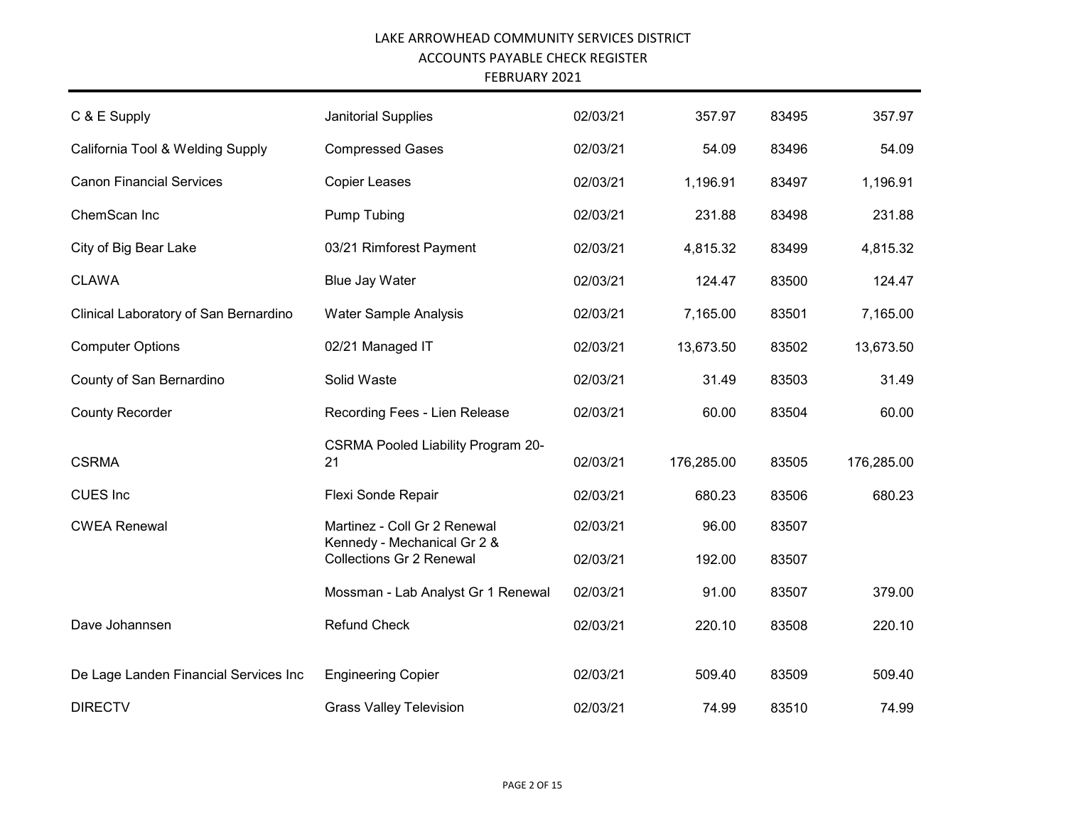LAKE ARROWHEAD COMMUNITY SERVICES DISTRICT
ACCOUNTS PAYABLE CHECK REGISTER
FEBRUARY 2021

| | | | | | |
|---|---|---|---|---|---|
| C & E Supply | Janitorial Supplies | 02/03/21 | 357.97 | 83495 | 357.97 |
| California Tool & Welding Supply | Compressed Gases | 02/03/21 | 54.09 | 83496 | 54.09 |
| Canon Financial Services | Copier Leases | 02/03/21 | 1,196.91 | 83497 | 1,196.91 |
| ChemScan Inc | Pump Tubing | 02/03/21 | 231.88 | 83498 | 231.88 |
| City of Big Bear Lake | 03/21 Rimforest Payment | 02/03/21 | 4,815.32 | 83499 | 4,815.32 |
| CLAWA | Blue Jay Water | 02/03/21 | 124.47 | 83500 | 124.47 |
| Clinical Laboratory of San Bernardino | Water Sample Analysis | 02/03/21 | 7,165.00 | 83501 | 7,165.00 |
| Computer Options | 02/21 Managed IT | 02/03/21 | 13,673.50 | 83502 | 13,673.50 |
| County of San Bernardino | Solid Waste | 02/03/21 | 31.49 | 83503 | 31.49 |
| County Recorder | Recording Fees - Lien Release | 02/03/21 | 60.00 | 83504 | 60.00 |
| CSRMA | CSRMA Pooled Liability Program 20-21 | 02/03/21 | 176,285.00 | 83505 | 176,285.00 |
| CUES Inc | Flexi Sonde Repair | 02/03/21 | 680.23 | 83506 | 680.23 |
| CWEA Renewal | Martinez - Coll Gr 2 Renewal | 02/03/21 | 96.00 | 83507 | |
| | Kennedy - Mechanical Gr 2 & Collections Gr 2 Renewal | 02/03/21 | 192.00 | 83507 | |
| | Mossman - Lab Analyst Gr 1 Renewal | 02/03/21 | 91.00 | 83507 | 379.00 |
| Dave Johannsen | Refund Check | 02/03/21 | 220.10 | 83508 | 220.10 |
| De Lage Landen Financial Services Inc | Engineering Copier | 02/03/21 | 509.40 | 83509 | 509.40 |
| DIRECTV | Grass Valley Television | 02/03/21 | 74.99 | 83510 | 74.99 |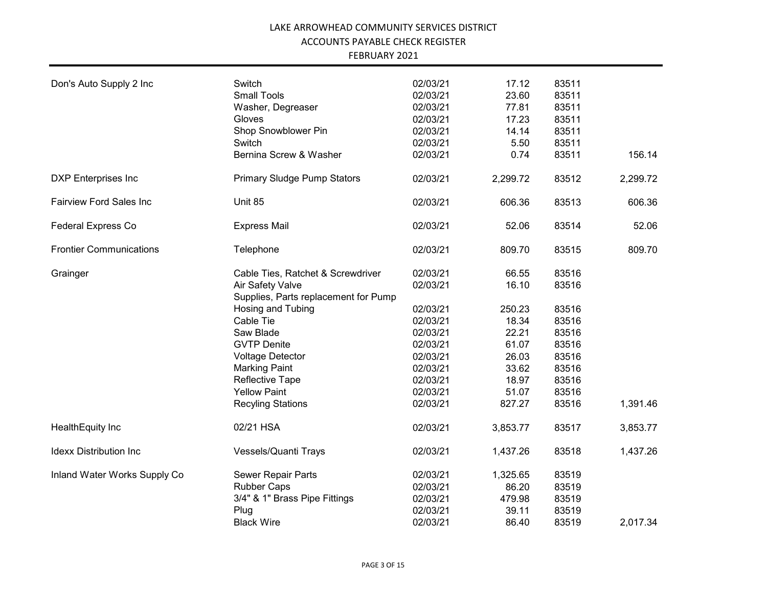LAKE ARROWHEAD COMMUNITY SERVICES DISTRICT

ACCOUNTS PAYABLE CHECK REGISTER

FEBRUARY 2021

| Vendor | Description | Date | Amount | Check No. | Total |
|---|---|---|---|---|---|
| Don's Auto Supply 2 Inc | Switch | 02/03/21 | 17.12 | 83511 | |
| | Small Tools | 02/03/21 | 23.60 | 83511 | |
| | Washer, Degreaser | 02/03/21 | 77.81 | 83511 | |
| | Gloves | 02/03/21 | 17.23 | 83511 | |
| | Shop Snowblower Pin | 02/03/21 | 14.14 | 83511 | |
| | Switch | 02/03/21 | 5.50 | 83511 | |
| | Bernina Screw & Washer | 02/03/21 | 0.74 | 83511 | 156.14 |
| DXP Enterprises Inc | Primary Sludge Pump Stators | 02/03/21 | 2,299.72 | 83512 | 2,299.72 |
| Fairview Ford Sales Inc | Unit 85 | 02/03/21 | 606.36 | 83513 | 606.36 |
| Federal Express Co | Express Mail | 02/03/21 | 52.06 | 83514 | 52.06 |
| Frontier Communications | Telephone | 02/03/21 | 809.70 | 83515 | 809.70 |
| Grainger | Cable Ties, Ratchet & Screwdriver | 02/03/21 | 66.55 | 83516 | |
| | Air Safety Valve | 02/03/21 | 16.10 | 83516 | |
| | Supplies, Parts replacement for Pump Hosing and Tubing | 02/03/21 | 250.23 | 83516 | |
| | Cable Tie | 02/03/21 | 18.34 | 83516 | |
| | Saw Blade | 02/03/21 | 22.21 | 83516 | |
| | GVTP Denite | 02/03/21 | 61.07 | 83516 | |
| | Voltage Detector | 02/03/21 | 26.03 | 83516 | |
| | Marking Paint | 02/03/21 | 33.62 | 83516 | |
| | Reflective Tape | 02/03/21 | 18.97 | 83516 | |
| | Yellow Paint | 02/03/21 | 51.07 | 83516 | |
| | Recyling Stations | 02/03/21 | 827.27 | 83516 | 1,391.46 |
| HealthEquity Inc | 02/21 HSA | 02/03/21 | 3,853.77 | 83517 | 3,853.77 |
| Idexx Distribution Inc | Vessels/Quanti Trays | 02/03/21 | 1,437.26 | 83518 | 1,437.26 |
| Inland Water Works Supply Co | Sewer Repair Parts | 02/03/21 | 1,325.65 | 83519 | |
| | Rubber Caps | 02/03/21 | 86.20 | 83519 | |
| | 3/4" & 1" Brass Pipe Fittings | 02/03/21 | 479.98 | 83519 | |
| | Plug | 02/03/21 | 39.11 | 83519 | |
| | Black Wire | 02/03/21 | 86.40 | 83519 | 2,017.34 |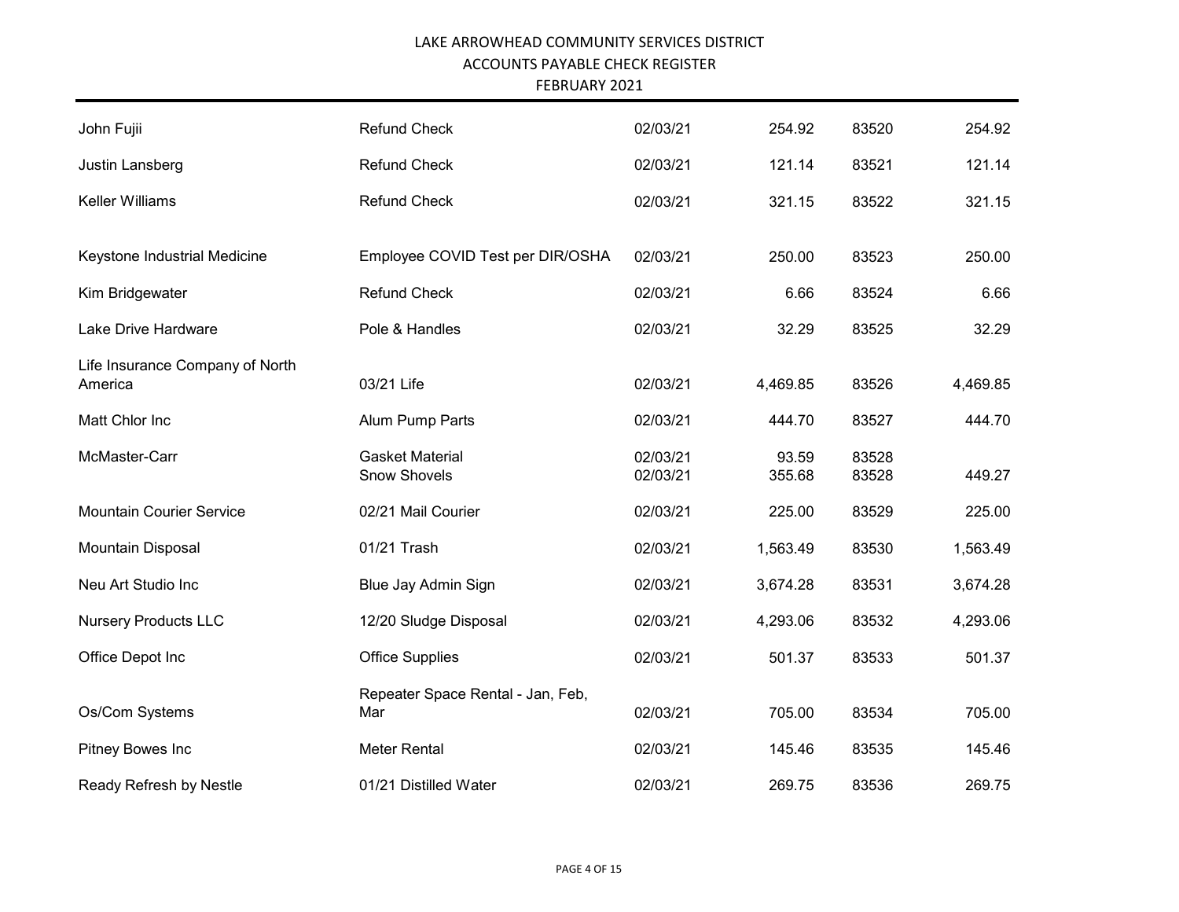# LAKE ARROWHEAD COMMUNITY SERVICES DISTRICT
## ACCOUNTS PAYABLE CHECK REGISTER
### FEBRUARY 2021

| | | | | | |
|---|---|---|---|---|---|
| John Fujii | Refund Check | 02/03/21 | 254.92 | 83520 | 254.92 |
| Justin Lansberg | Refund Check | 02/03/21 | 121.14 | 83521 | 121.14 |
| Keller Williams | Refund Check | 02/03/21 | 321.15 | 83522 | 321.15 |
| Keystone Industrial Medicine | Employee COVID Test per DIR/OSHA | 02/03/21 | 250.00 | 83523 | 250.00 |
| Kim Bridgewater | Refund Check | 02/03/21 | 6.66 | 83524 | 6.66 |
| Lake Drive Hardware | Pole & Handles | 02/03/21 | 32.29 | 83525 | 32.29 |
| Life Insurance Company of North America | 03/21 Life | 02/03/21 | 4,469.85 | 83526 | 4,469.85 |
| Matt Chlor Inc | Alum Pump Parts | 02/03/21 | 444.70 | 83527 | 444.70 |
| McMaster-Carr | Gasket Material | 02/03/21 | 93.59 | 83528 | |
| | Snow Shovels | 02/03/21 | 355.68 | 83528 | 449.27 |
| Mountain Courier Service | 02/21 Mail Courier | 02/03/21 | 225.00 | 83529 | 225.00 |
| Mountain Disposal | 01/21 Trash | 02/03/21 | 1,563.49 | 83530 | 1,563.49 |
| Neu Art Studio Inc | Blue Jay Admin Sign | 02/03/21 | 3,674.28 | 83531 | 3,674.28 |
| Nursery Products LLC | 12/20 Sludge Disposal | 02/03/21 | 4,293.06 | 83532 | 4,293.06 |
| Office Depot Inc | Office Supplies | 02/03/21 | 501.37 | 83533 | 501.37 |
| Os/Com Systems | Repeater Space Rental - Jan, Feb, Mar | 02/03/21 | 705.00 | 83534 | 705.00 |
| Pitney Bowes Inc | Meter Rental | 02/03/21 | 145.46 | 83535 | 145.46 |
| Ready Refresh by Nestle | 01/21 Distilled Water | 02/03/21 | 269.75 | 83536 | 269.75 |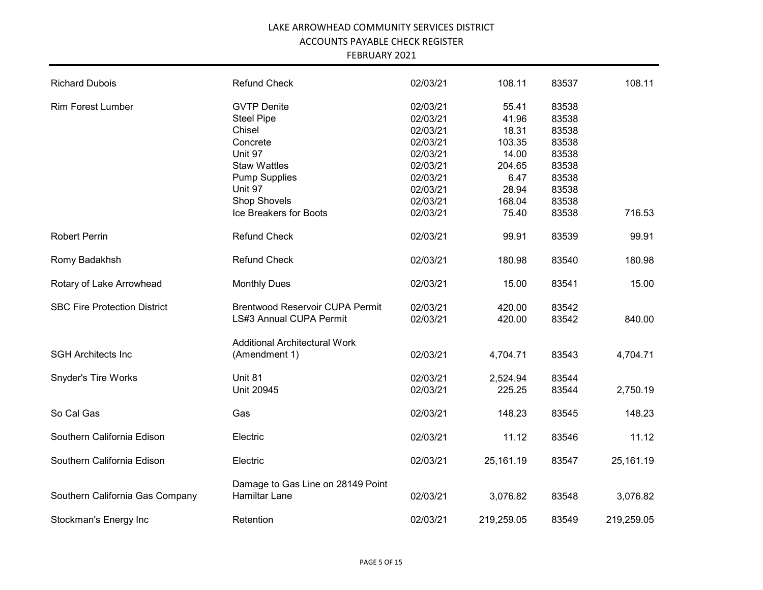LAKE ARROWHEAD COMMUNITY SERVICES DISTRICT

ACCOUNTS PAYABLE CHECK REGISTER

FEBRUARY 2021

| Vendor | Description | Date | Amount | Check # | Total |
|---|---|---|---|---|---|
| Richard Dubois | Refund Check | 02/03/21 | 108.11 | 83537 | 108.11 |
| Rim Forest Lumber | GVTP Denite | 02/03/21 | 55.41 | 83538 | |
| | Steel Pipe | 02/03/21 | 41.96 | 83538 | |
| | Chisel | 02/03/21 | 18.31 | 83538 | |
| | Concrete | 02/03/21 | 103.35 | 83538 | |
| | Unit 97 | 02/03/21 | 14.00 | 83538 | |
| | Staw Wattles | 02/03/21 | 204.65 | 83538 | |
| | Pump Supplies | 02/03/21 | 6.47 | 83538 | |
| | Unit 97 | 02/03/21 | 28.94 | 83538 | |
| | Shop Shovels | 02/03/21 | 168.04 | 83538 | |
| | Ice Breakers for Boots | 02/03/21 | 75.40 | 83538 | 716.53 |
| Robert Perrin | Refund Check | 02/03/21 | 99.91 | 83539 | 99.91 |
| Romy Badakhsh | Refund Check | 02/03/21 | 180.98 | 83540 | 180.98 |
| Rotary of Lake Arrowhead | Monthly Dues | 02/03/21 | 15.00 | 83541 | 15.00 |
| SBC Fire Protection District | Brentwood Reservoir CUPA Permit | 02/03/21 | 420.00 | 83542 | |
| | LS#3 Annual CUPA Permit | 02/03/21 | 420.00 | 83542 | 840.00 |
| SGH Architects Inc | Additional Architectural Work (Amendment 1) | 02/03/21 | 4,704.71 | 83543 | 4,704.71 |
| Snyder's Tire Works | Unit 81 | 02/03/21 | 2,524.94 | 83544 | |
| | Unit 20945 | 02/03/21 | 225.25 | 83544 | 2,750.19 |
| So Cal Gas | Gas | 02/03/21 | 148.23 | 83545 | 148.23 |
| Southern California Edison | Electric | 02/03/21 | 11.12 | 83546 | 11.12 |
| Southern California Edison | Electric | 02/03/21 | 25,161.19 | 83547 | 25,161.19 |
| Southern California Gas Company | Damage to Gas Line on 28149 Point Hamiltar Lane | 02/03/21 | 3,076.82 | 83548 | 3,076.82 |
| Stockman's Energy Inc | Retention | 02/03/21 | 219,259.05 | 83549 | 219,259.05 |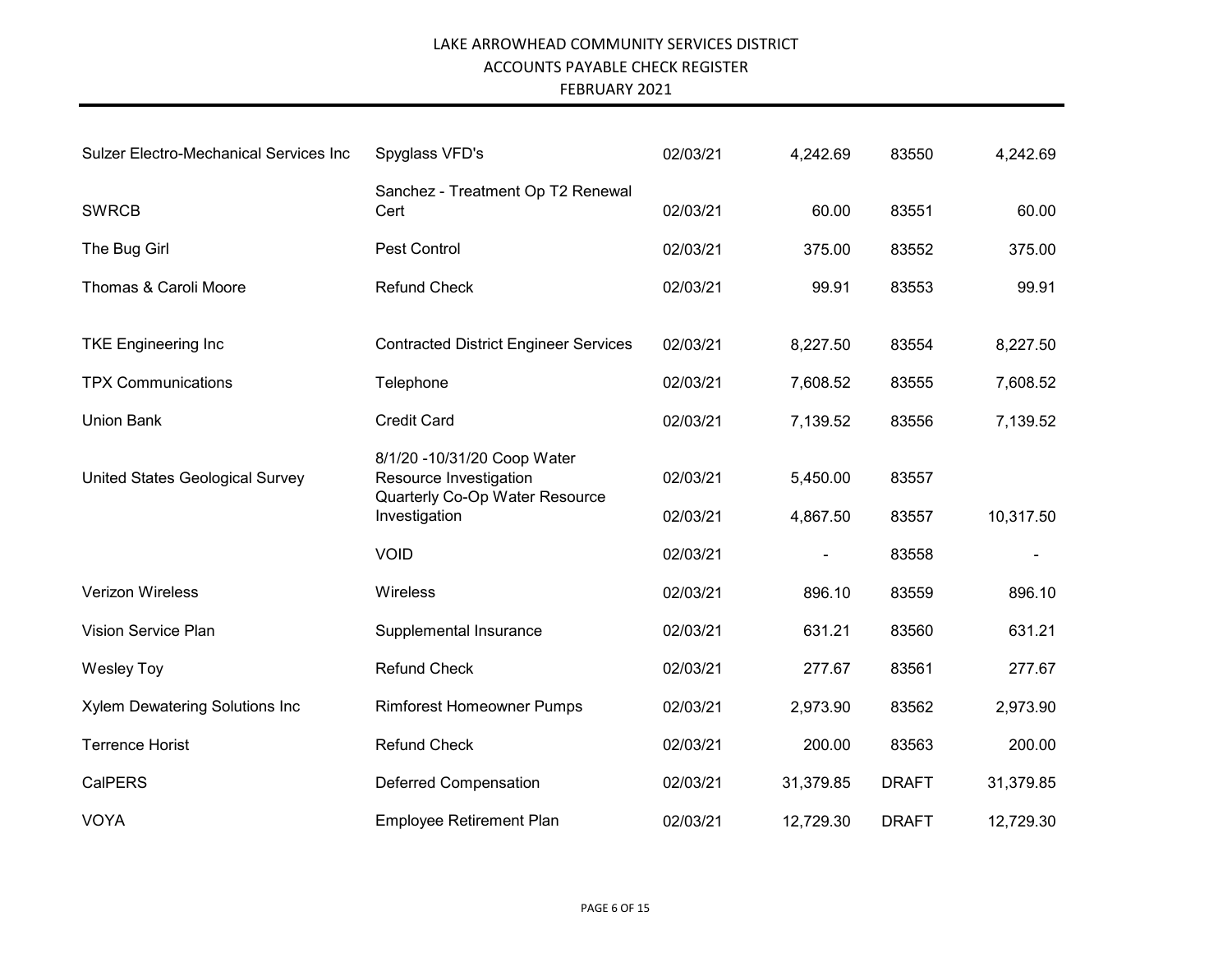# LAKE ARROWHEAD COMMUNITY SERVICES DISTRICT
## ACCOUNTS PAYABLE CHECK REGISTER
### FEBRUARY 2021

| | | | | | |
|---|---|---|---|---|---|
| Sulzer Electro-Mechanical Services Inc | Spyglass VFD's | 02/03/21 | 4,242.69 | 83550 | 4,242.69 |
| SWRCB | Sanchez - Treatment Op T2 Renewal Cert | 02/03/21 | 60.00 | 83551 | 60.00 |
| The Bug Girl | Pest Control | 02/03/21 | 375.00 | 83552 | 375.00 |
| Thomas & Caroli Moore | Refund Check | 02/03/21 | 99.91 | 83553 | 99.91 |
| TKE Engineering Inc | Contracted District Engineer Services | 02/03/21 | 8,227.50 | 83554 | 8,227.50 |
| TPX Communications | Telephone | 02/03/21 | 7,608.52 | 83555 | 7,608.52 |
| Union Bank | Credit Card | 02/03/21 | 7,139.52 | 83556 | 7,139.52 |
| United States Geological Survey | 8/1/20 -10/31/20 Coop Water Resource Investigation | 02/03/21 | 5,450.00 | 83557 | |
| | Quarterly Co-Op Water Resource Investigation | 02/03/21 | 4,867.50 | 83557 | 10,317.50 |
| | VOID | 02/03/21 | - | 83558 | - |
| Verizon Wireless | Wireless | 02/03/21 | 896.10 | 83559 | 896.10 |
| Vision Service Plan | Supplemental Insurance | 02/03/21 | 631.21 | 83560 | 631.21 |
| Wesley Toy | Refund Check | 02/03/21 | 277.67 | 83561 | 277.67 |
| Xylem Dewatering Solutions Inc | Rimforest Homeowner Pumps | 02/03/21 | 2,973.90 | 83562 | 2,973.90 |
| Terrence Horist | Refund Check | 02/03/21 | 200.00 | 83563 | 200.00 |
| CalPERS | Deferred Compensation | 02/03/21 | 31,379.85 | DRAFT | 31,379.85 |
| VOYA | Employee Retirement Plan | 02/03/21 | 12,729.30 | DRAFT | 12,729.30 |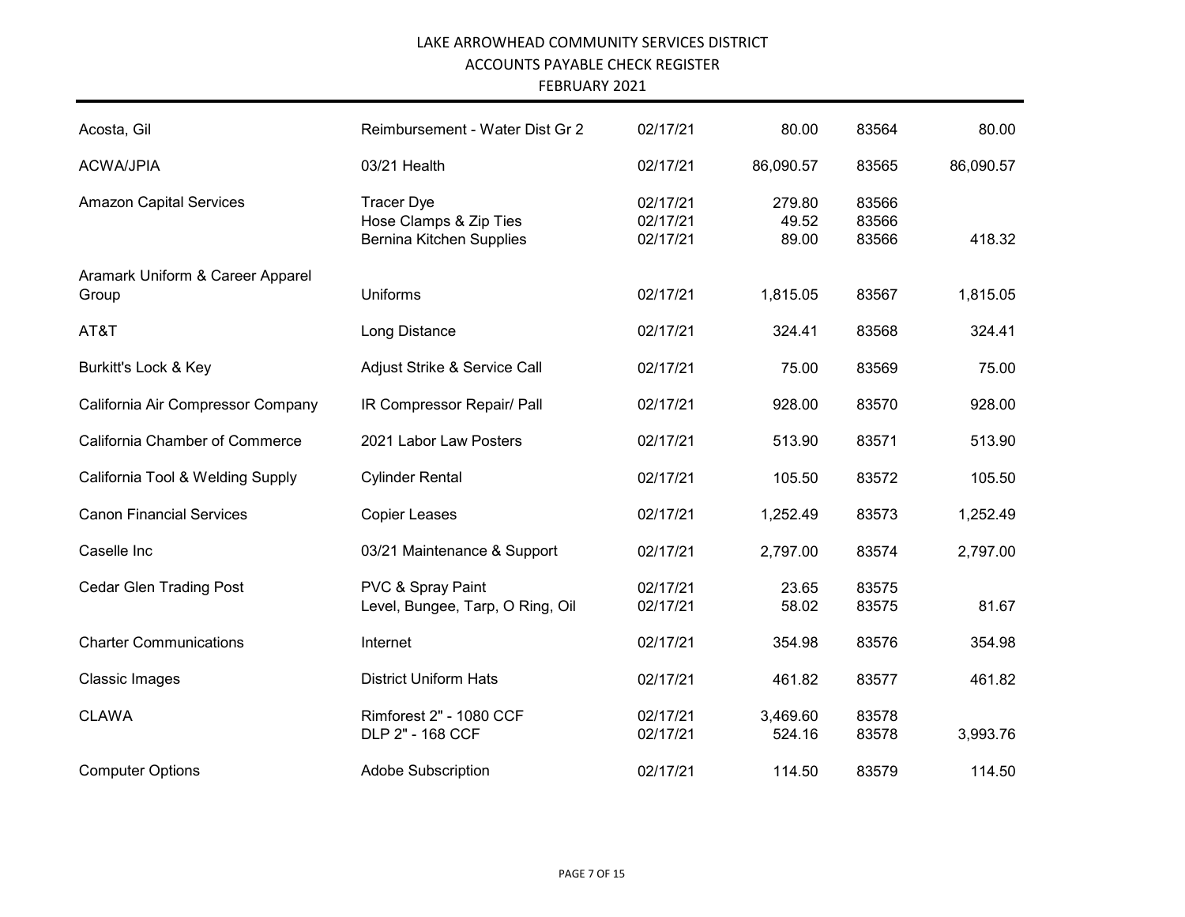LAKE ARROWHEAD COMMUNITY SERVICES DISTRICT

ACCOUNTS PAYABLE CHECK REGISTER

FEBRUARY 2021

| | | | | | |
|---|---|---|---|---|---|
| Acosta, Gil | Reimbursement - Water Dist Gr 2 | 02/17/21 | 80.00 | 83564 | 80.00 |
| ACWA/JPIA | 03/21 Health | 02/17/21 | 86,090.57 | 83565 | 86,090.57 |
| Amazon Capital Services | Tracer Dye | 02/17/21 | 279.80 | 83566 | |
| | Hose Clamps & Zip Ties | 02/17/21 | 49.52 | 83566 | |
| | Bernina Kitchen Supplies | 02/17/21 | 89.00 | 83566 | 418.32 |
| Aramark Uniform & Career Apparel Group | Uniforms | 02/17/21 | 1,815.05 | 83567 | 1,815.05 |
| AT&T | Long Distance | 02/17/21 | 324.41 | 83568 | 324.41 |
| Burkitt's Lock & Key | Adjust Strike & Service Call | 02/17/21 | 75.00 | 83569 | 75.00 |
| California Air Compressor Company | IR Compressor Repair/ Pall | 02/17/21 | 928.00 | 83570 | 928.00 |
| California Chamber of Commerce | 2021 Labor Law Posters | 02/17/21 | 513.90 | 83571 | 513.90 |
| California Tool & Welding Supply | Cylinder Rental | 02/17/21 | 105.50 | 83572 | 105.50 |
| Canon Financial Services | Copier Leases | 02/17/21 | 1,252.49 | 83573 | 1,252.49 |
| Caselle Inc | 03/21 Maintenance & Support | 02/17/21 | 2,797.00 | 83574 | 2,797.00 |
| Cedar Glen Trading Post | PVC & Spray Paint | 02/17/21 | 23.65 | 83575 | |
| | Level, Bungee, Tarp, O Ring, Oil | 02/17/21 | 58.02 | 83575 | 81.67 |
| Charter Communications | Internet | 02/17/21 | 354.98 | 83576 | 354.98 |
| Classic Images | District Uniform Hats | 02/17/21 | 461.82 | 83577 | 461.82 |
| CLAWA | Rimforest 2" - 1080 CCF | 02/17/21 | 3,469.60 | 83578 | |
| | DLP 2" - 168 CCF | 02/17/21 | 524.16 | 83578 | 3,993.76 |
| Computer Options | Adobe Subscription | 02/17/21 | 114.50 | 83579 | 114.50 |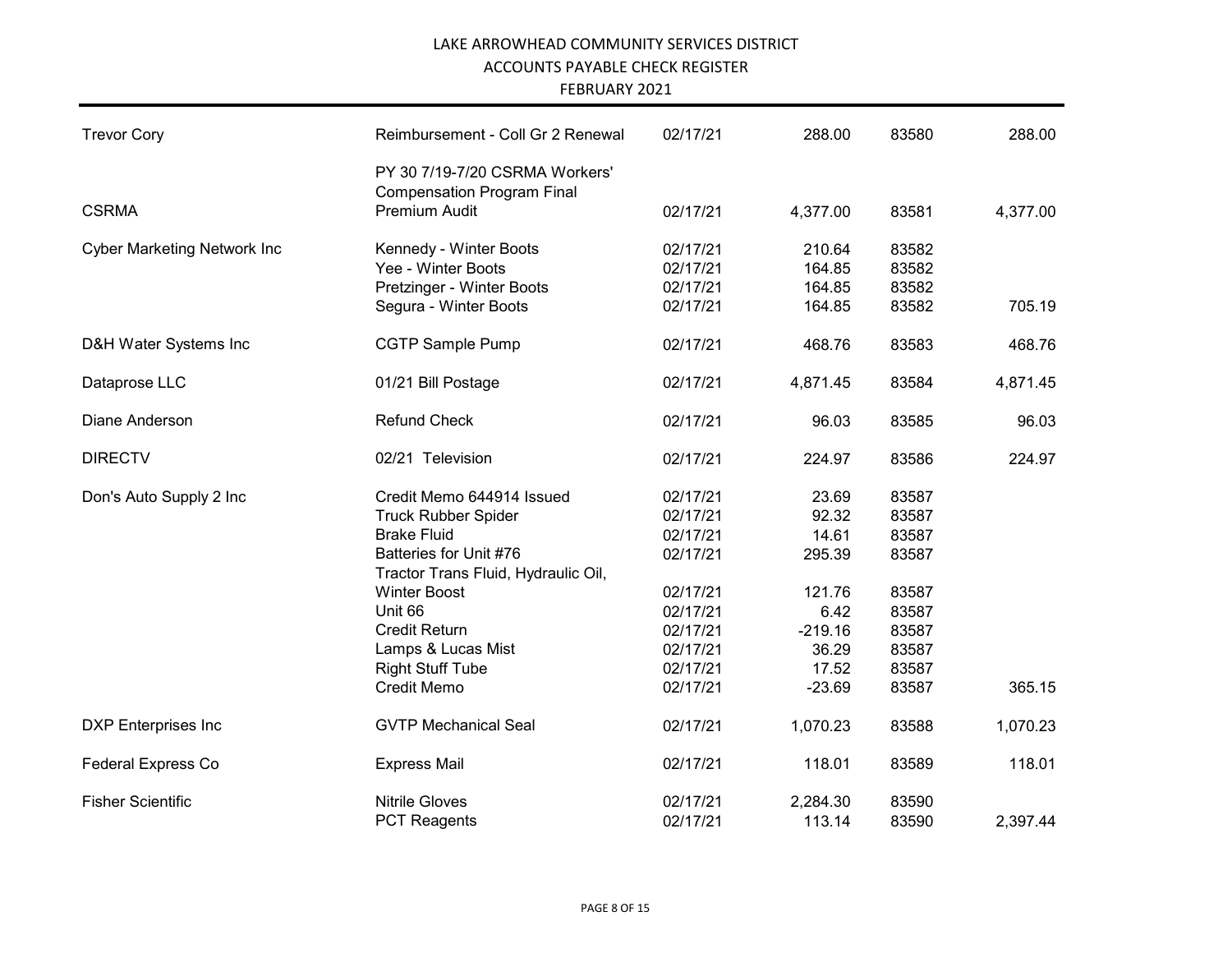# LAKE ARROWHEAD COMMUNITY SERVICES DISTRICT
## ACCOUNTS PAYABLE CHECK REGISTER
### FEBRUARY 2021

| Vendor | Description | Date | Amount | Check # | Check Total |
|---|---|---|---|---|---|
| Trevor Cory | Reimbursement - Coll Gr 2 Renewal | 02/17/21 | 288.00 | 83580 | 288.00 |
| CSRMA | PY 30 7/19-7/20 CSRMA Workers' Compensation Program Final Premium Audit | 02/17/21 | 4,377.00 | 83581 | 4,377.00 |
| Cyber Marketing Network Inc | Kennedy - Winter Boots | 02/17/21 | 210.64 | 83582 | |
| | Yee - Winter Boots | 02/17/21 | 164.85 | 83582 | |
| | Pretzinger - Winter Boots | 02/17/21 | 164.85 | 83582 | |
| | Segura - Winter Boots | 02/17/21 | 164.85 | 83582 | 705.19 |
| D&H Water Systems Inc | CGTP Sample Pump | 02/17/21 | 468.76 | 83583 | 468.76 |
| Dataprose LLC | 01/21 Bill Postage | 02/17/21 | 4,871.45 | 83584 | 4,871.45 |
| Diane Anderson | Refund Check | 02/17/21 | 96.03 | 83585 | 96.03 |
| DIRECTV | 02/21 Television | 02/17/21 | 224.97 | 83586 | 224.97 |
| Don's Auto Supply 2 Inc | Credit Memo 644914 Issued | 02/17/21 | 23.69 | 83587 | |
| | Truck Rubber Spider | 02/17/21 | 92.32 | 83587 | |
| | Brake Fluid | 02/17/21 | 14.61 | 83587 | |
| | Batteries for Unit #76 | 02/17/21 | 295.39 | 83587 | |
| | Tractor Trans Fluid, Hydraulic Oil, Winter Boost | 02/17/21 | 121.76 | 83587 | |
| | Unit 66 | 02/17/21 | 6.42 | 83587 | |
| | Credit Return | 02/17/21 | -219.16 | 83587 | |
| | Lamps & Lucas Mist | 02/17/21 | 36.29 | 83587 | |
| | Right Stuff Tube | 02/17/21 | 17.52 | 83587 | |
| | Credit Memo | 02/17/21 | -23.69 | 83587 | 365.15 |
| DXP Enterprises Inc | GVTP Mechanical Seal | 02/17/21 | 1,070.23 | 83588 | 1,070.23 |
| Federal Express Co | Express Mail | 02/17/21 | 118.01 | 83589 | 118.01 |
| Fisher Scientific | Nitrile Gloves | 02/17/21 | 2,284.30 | 83590 | |
| | PCT Reagents | 02/17/21 | 113.14 | 83590 | 2,397.44 |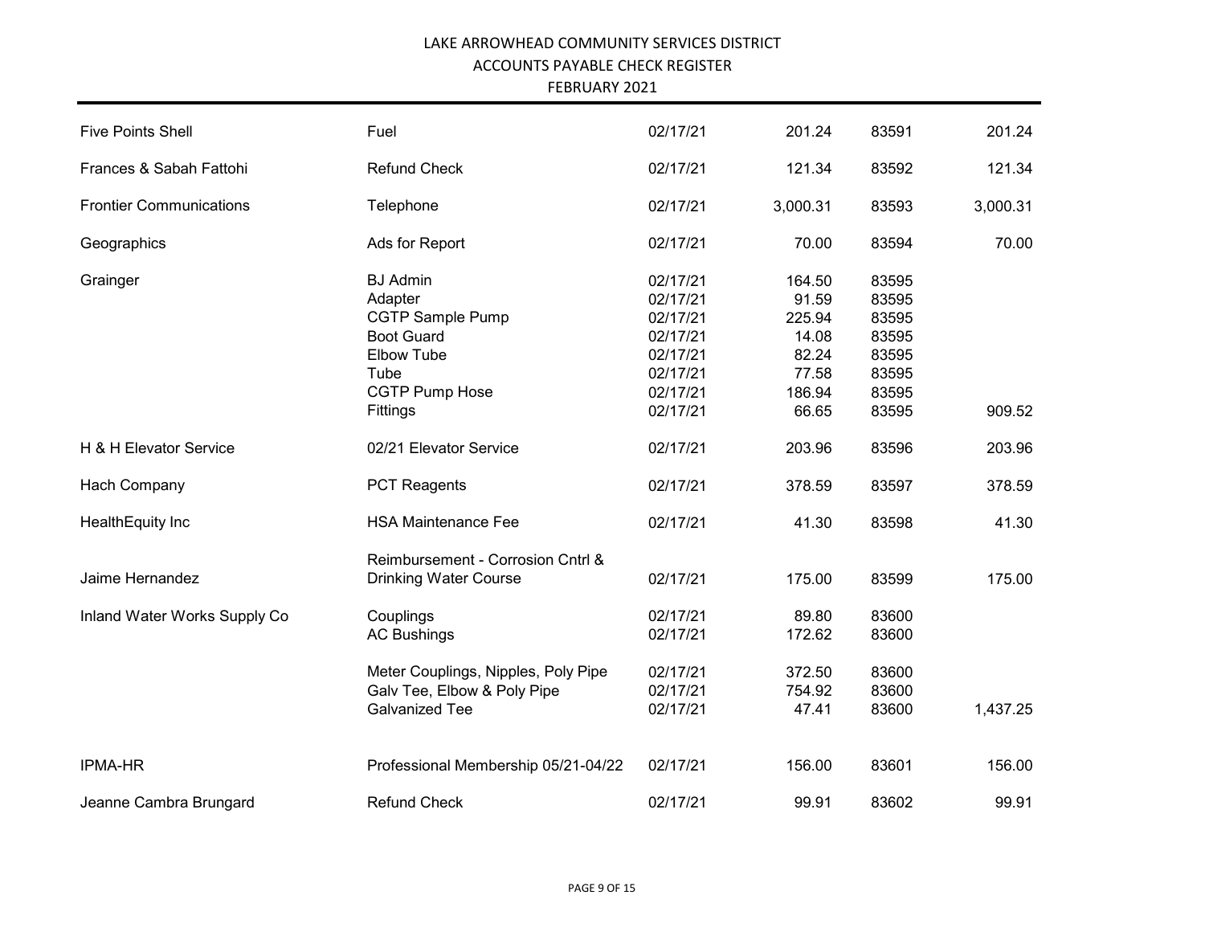LAKE ARROWHEAD COMMUNITY SERVICES DISTRICT
ACCOUNTS PAYABLE CHECK REGISTER
FEBRUARY 2021

| | | | | | |
|---|---|---|---|---|---|
| Five Points Shell | Fuel | 02/17/21 | 201.24 | 83591 | 201.24 |
| Frances & Sabah Fattohi | Refund Check | 02/17/21 | 121.34 | 83592 | 121.34 |
| Frontier Communications | Telephone | 02/17/21 | 3,000.31 | 83593 | 3,000.31 |
| Geographics | Ads for Report | 02/17/21 | 70.00 | 83594 | 70.00 |
| Grainger | BJ Admin | 02/17/21 | 164.50 | 83595 | |
| | Adapter | 02/17/21 | 91.59 | 83595 | |
| | CGTP Sample Pump | 02/17/21 | 225.94 | 83595 | |
| | Boot Guard | 02/17/21 | 14.08 | 83595 | |
| | Elbow Tube | 02/17/21 | 82.24 | 83595 | |
| | Tube | 02/17/21 | 77.58 | 83595 | |
| | CGTP Pump Hose | 02/17/21 | 186.94 | 83595 | |
| | Fittings | 02/17/21 | 66.65 | 83595 | 909.52 |
| H & H Elevator Service | 02/21 Elevator Service | 02/17/21 | 203.96 | 83596 | 203.96 |
| Hach Company | PCT Reagents | 02/17/21 | 378.59 | 83597 | 378.59 |
| HealthEquity Inc | HSA Maintenance Fee | 02/17/21 | 41.30 | 83598 | 41.30 |
| Jaime Hernandez | Reimbursement - Corrosion Cntrl & Drinking Water Course | 02/17/21 | 175.00 | 83599 | 175.00 |
| Inland Water Works Supply Co | Couplings | 02/17/21 | 89.80 | 83600 | |
| | AC Bushings | 02/17/21 | 172.62 | 83600 | |
| | Meter Couplings, Nipples, Poly Pipe | 02/17/21 | 372.50 | 83600 | |
| | Galv Tee, Elbow & Poly Pipe | 02/17/21 | 754.92 | 83600 | |
| | Galvanized Tee | 02/17/21 | 47.41 | 83600 | 1,437.25 |
| IPMA-HR | Professional Membership 05/21-04/22 | 02/17/21 | 156.00 | 83601 | 156.00 |
| Jeanne Cambra Brungard | Refund Check | 02/17/21 | 99.91 | 83602 | 99.91 |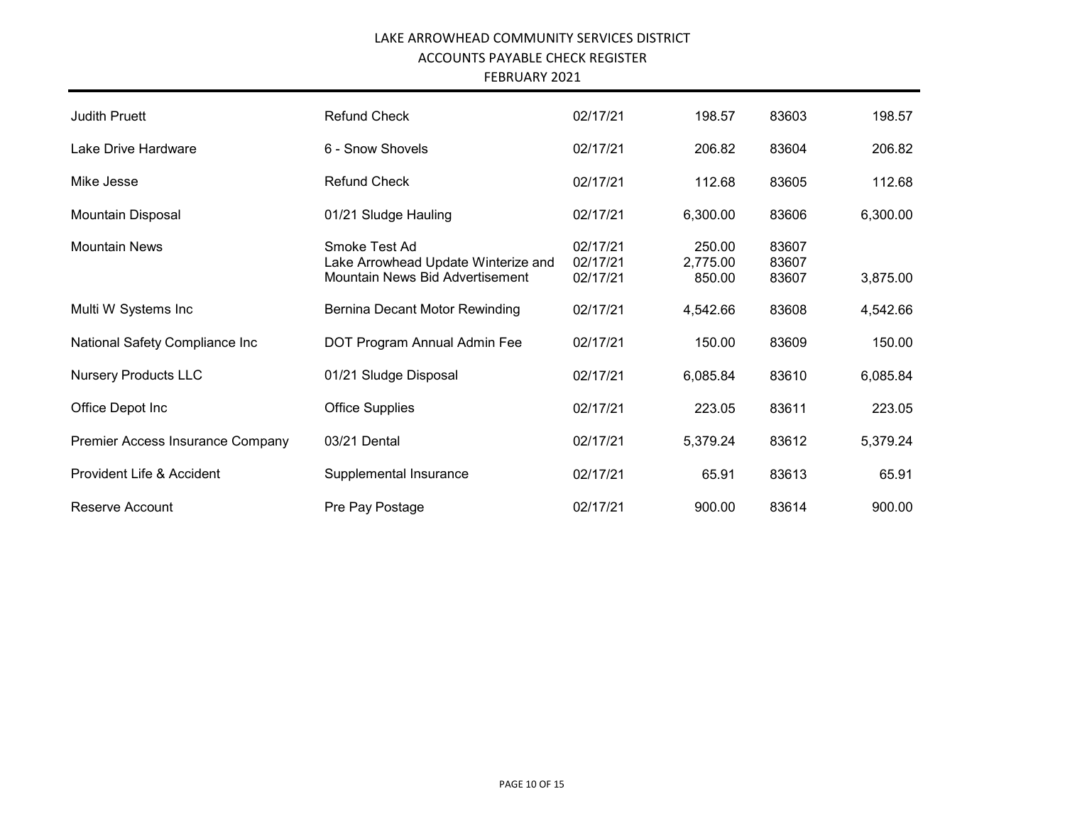# LAKE ARROWHEAD COMMUNITY SERVICES DISTRICT
## ACCOUNTS PAYABLE CHECK REGISTER
### FEBRUARY 2021

| Vendor | Description | Date | Amount | Check No. | Total |
|---|---|---|---|---|---|
| Judith Pruett | Refund Check | 02/17/21 | 198.57 | 83603 | 198.57 |
| Lake Drive Hardware | 6 - Snow Shovels | 02/17/21 | 206.82 | 83604 | 206.82 |
| Mike Jesse | Refund Check | 02/17/21 | 112.68 | 83605 | 112.68 |
| Mountain Disposal | 01/21 Sludge Hauling | 02/17/21 | 6,300.00 | 83606 | 6,300.00 |
| Mountain News | Smoke Test Ad | 02/17/21 | 250.00 | 83607 | |
| | Lake Arrowhead Update Winterize and | 02/17/21 | 2,775.00 | 83607 | |
| | Mountain News Bid Advertisement | 02/17/21 | 850.00 | 83607 | 3,875.00 |
| Multi W Systems Inc | Bernina Decant Motor Rewinding | 02/17/21 | 4,542.66 | 83608 | 4,542.66 |
| National Safety Compliance Inc | DOT Program Annual Admin Fee | 02/17/21 | 150.00 | 83609 | 150.00 |
| Nursery Products LLC | 01/21 Sludge Disposal | 02/17/21 | 6,085.84 | 83610 | 6,085.84 |
| Office Depot Inc | Office Supplies | 02/17/21 | 223.05 | 83611 | 223.05 |
| Premier Access Insurance Company | 03/21 Dental | 02/17/21 | 5,379.24 | 83612 | 5,379.24 |
| Provident Life & Accident | Supplemental Insurance | 02/17/21 | 65.91 | 83613 | 65.91 |
| Reserve Account | Pre Pay Postage | 02/17/21 | 900.00 | 83614 | 900.00 |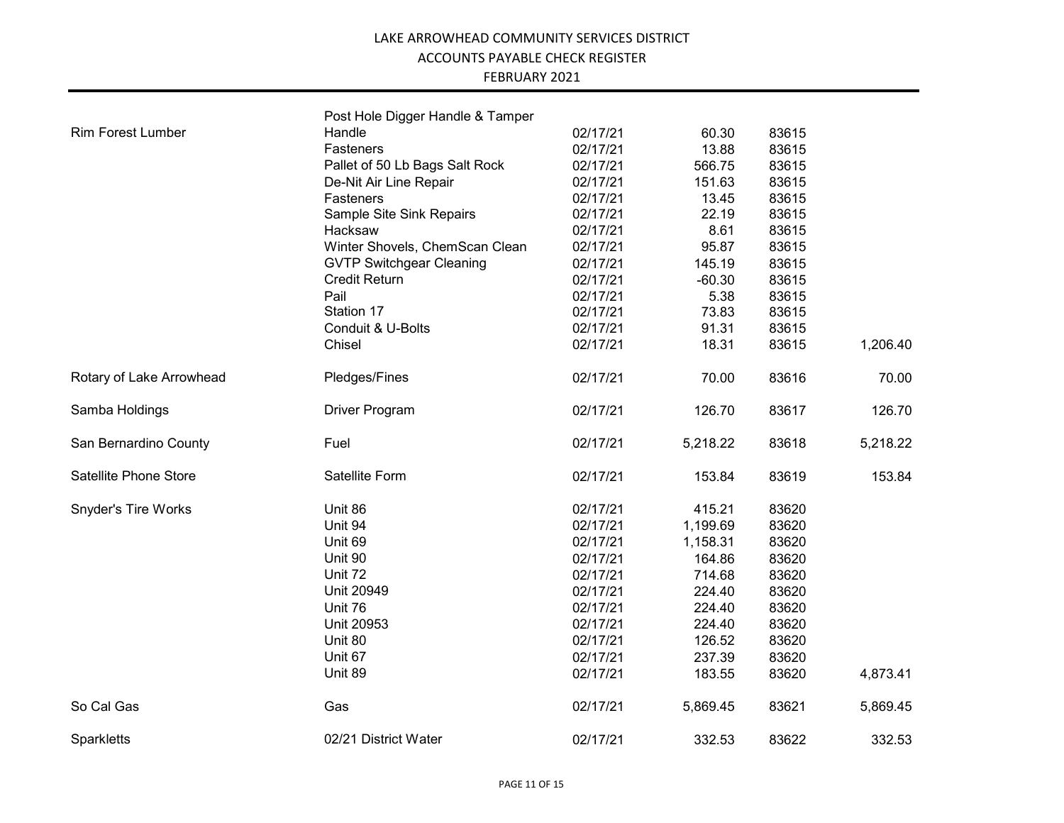# LAKE ARROWHEAD COMMUNITY SERVICES DISTRICT
## ACCOUNTS PAYABLE CHECK REGISTER
### FEBRUARY 2021

| Vendor | Description | Date | Amount | Check No. | Total |
|---|---|---|---|---|---|
| Rim Forest Lumber | Post Hole Digger Handle & Tamper Handle | 02/17/21 | 60.30 | 83615 | |
| | Fasteners | 02/17/21 | 13.88 | 83615 | |
| | Pallet of 50 Lb Bags Salt Rock | 02/17/21 | 566.75 | 83615 | |
| | De-Nit Air Line Repair | 02/17/21 | 151.63 | 83615 | |
| | Fasteners | 02/17/21 | 13.45 | 83615 | |
| | Sample Site Sink Repairs | 02/17/21 | 22.19 | 83615 | |
| | Hacksaw | 02/17/21 | 8.61 | 83615 | |
| | Winter Shovels, ChemScan Clean | 02/17/21 | 95.87 | 83615 | |
| | GVTP Switchgear Cleaning | 02/17/21 | 145.19 | 83615 | |
| | Credit Return | 02/17/21 | -60.30 | 83615 | |
| | Pail | 02/17/21 | 5.38 | 83615 | |
| | Station 17 | 02/17/21 | 73.83 | 83615 | |
| | Conduit & U-Bolts | 02/17/21 | 91.31 | 83615 | |
| | Chisel | 02/17/21 | 18.31 | 83615 | 1,206.40 |
| Rotary of Lake Arrowhead | Pledges/Fines | 02/17/21 | 70.00 | 83616 | 70.00 |
| Samba Holdings | Driver Program | 02/17/21 | 126.70 | 83617 | 126.70 |
| San Bernardino County | Fuel | 02/17/21 | 5,218.22 | 83618 | 5,218.22 |
| Satellite Phone Store | Satellite Form | 02/17/21 | 153.84 | 83619 | 153.84 |
| Snyder's Tire Works | Unit 86 | 02/17/21 | 415.21 | 83620 | |
| | Unit 94 | 02/17/21 | 1,199.69 | 83620 | |
| | Unit 69 | 02/17/21 | 1,158.31 | 83620 | |
| | Unit 90 | 02/17/21 | 164.86 | 83620 | |
| | Unit 72 | 02/17/21 | 714.68 | 83620 | |
| | Unit 20949 | 02/17/21 | 224.40 | 83620 | |
| | Unit 76 | 02/17/21 | 224.40 | 83620 | |
| | Unit 20953 | 02/17/21 | 224.40 | 83620 | |
| | Unit 80 | 02/17/21 | 126.52 | 83620 | |
| | Unit 67 | 02/17/21 | 237.39 | 83620 | |
| | Unit 89 | 02/17/21 | 183.55 | 83620 | 4,873.41 |
| So Cal Gas | Gas | 02/17/21 | 5,869.45 | 83621 | 5,869.45 |
| Sparkletts | 02/21 District Water | 02/17/21 | 332.53 | 83622 | 332.53 |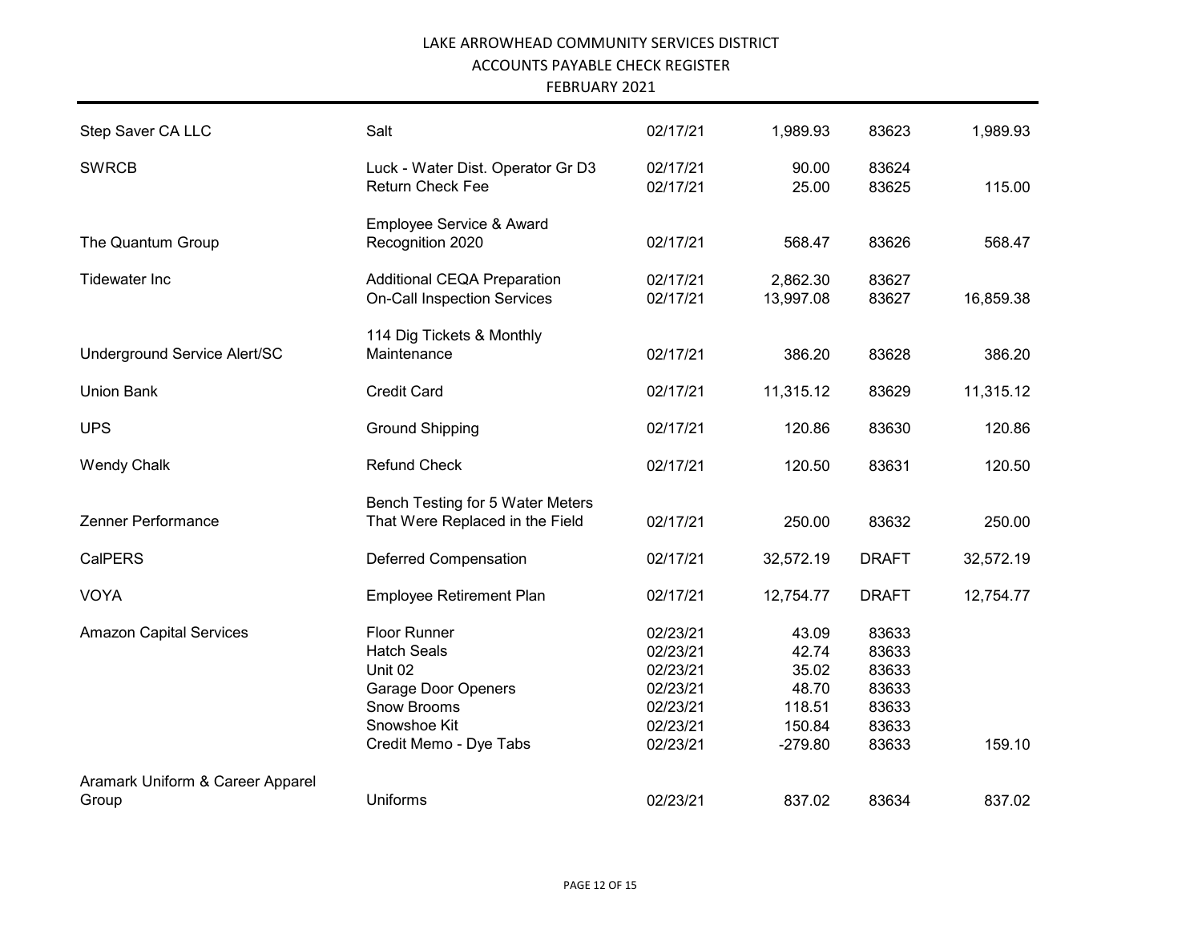LAKE ARROWHEAD COMMUNITY SERVICES DISTRICT
ACCOUNTS PAYABLE CHECK REGISTER
FEBRUARY 2021

| | | | | | |
|---|---|---|---|---|---|
| Step Saver CA LLC | Salt | 02/17/21 | 1,989.93 | 83623 | 1,989.93 |
| SWRCB | Luck - Water Dist. Operator Gr D3 | 02/17/21 | 90.00 | 83624 | |
| | Return Check Fee | 02/17/21 | 25.00 | 83625 | 115.00 |
| The Quantum Group | Employee Service & Award Recognition 2020 | 02/17/21 | 568.47 | 83626 | 568.47 |
| Tidewater Inc | Additional CEQA Preparation | 02/17/21 | 2,862.30 | 83627 | |
| | On-Call Inspection Services | 02/17/21 | 13,997.08 | 83627 | 16,859.38 |
| Underground Service Alert/SC | 114 Dig Tickets & Monthly Maintenance | 02/17/21 | 386.20 | 83628 | 386.20 |
| Union Bank | Credit Card | 02/17/21 | 11,315.12 | 83629 | 11,315.12 |
| UPS | Ground Shipping | 02/17/21 | 120.86 | 83630 | 120.86 |
| Wendy Chalk | Refund Check | 02/17/21 | 120.50 | 83631 | 120.50 |
| Zenner Performance | Bench Testing for 5 Water Meters That Were Replaced in the Field | 02/17/21 | 250.00 | 83632 | 250.00 |
| CalPERS | Deferred Compensation | 02/17/21 | 32,572.19 | DRAFT | 32,572.19 |
| VOYA | Employee Retirement Plan | 02/17/21 | 12,754.77 | DRAFT | 12,754.77 |
| Amazon Capital Services | Floor Runner | 02/23/21 | 43.09 | 83633 | |
| | Hatch Seals | 02/23/21 | 42.74 | 83633 | |
| | Unit 02 | 02/23/21 | 35.02 | 83633 | |
| | Garage Door Openers | 02/23/21 | 48.70 | 83633 | |
| | Snow Brooms | 02/23/21 | 118.51 | 83633 | |
| | Snowshoe Kit | 02/23/21 | 150.84 | 83633 | |
| | Credit Memo - Dye Tabs | 02/23/21 | -279.80 | 83633 | 159.10 |
| Aramark Uniform & Career Apparel Group | Uniforms | 02/23/21 | 837.02 | 83634 | 837.02 |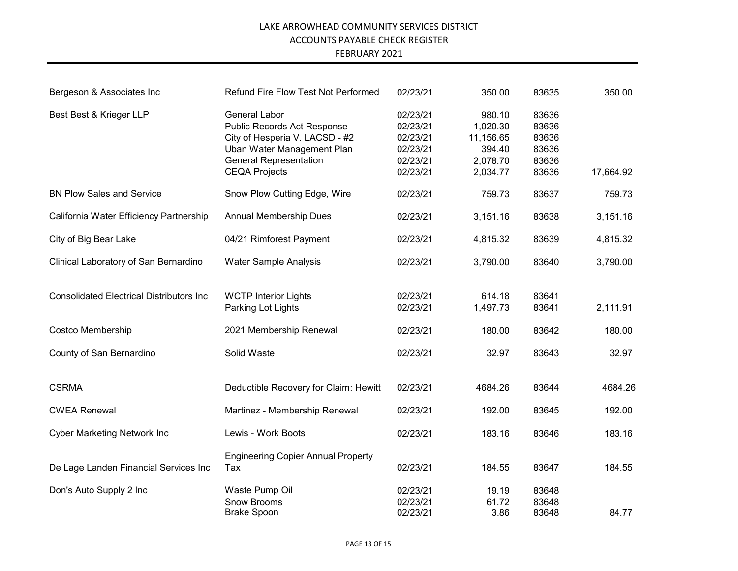LAKE ARROWHEAD COMMUNITY SERVICES DISTRICT
ACCOUNTS PAYABLE CHECK REGISTER
FEBRUARY 2021

| Vendor | Description | Date | Amount | Check No. | Total |
|---|---|---|---|---|---|
| Bergeson & Associates Inc | Refund Fire Flow Test Not Performed | 02/23/21 | 350.00 | 83635 | 350.00 |
| Best Best & Krieger LLP | General Labor | 02/23/21 | 980.10 | 83636 | |
| | Public Records Act Response | 02/23/21 | 1,020.30 | 83636 | |
| | City of Hesperia V. LACSD - #2 | 02/23/21 | 11,156.65 | 83636 | |
| | Uban Water Management Plan | 02/23/21 | 394.40 | 83636 | |
| | General Representation | 02/23/21 | 2,078.70 | 83636 | |
| | CEQA Projects | 02/23/21 | 2,034.77 | 83636 | 17,664.92 |
| BN Plow Sales and Service | Snow Plow Cutting Edge, Wire | 02/23/21 | 759.73 | 83637 | 759.73 |
| California Water Efficiency Partnership | Annual Membership Dues | 02/23/21 | 3,151.16 | 83638 | 3,151.16 |
| City of Big Bear Lake | 04/21 Rimforest Payment | 02/23/21 | 4,815.32 | 83639 | 4,815.32 |
| Clinical Laboratory of San Bernardino | Water Sample Analysis | 02/23/21 | 3,790.00 | 83640 | 3,790.00 |
| Consolidated Electrical Distributors Inc | WCTP Interior Lights | 02/23/21 | 614.18 | 83641 | |
| | Parking Lot Lights | 02/23/21 | 1,497.73 | 83641 | 2,111.91 |
| Costco Membership | 2021 Membership Renewal | 02/23/21 | 180.00 | 83642 | 180.00 |
| County of San Bernardino | Solid Waste | 02/23/21 | 32.97 | 83643 | 32.97 |
| CSRMA | Deductible Recovery for Claim: Hewitt | 02/23/21 | 4684.26 | 83644 | 4684.26 |
| CWEA Renewal | Martinez - Membership Renewal | 02/23/21 | 192.00 | 83645 | 192.00 |
| Cyber Marketing Network Inc | Lewis - Work Boots | 02/23/21 | 183.16 | 83646 | 183.16 |
| De Lage Landen Financial Services Inc | Engineering Copier Annual Property Tax | 02/23/21 | 184.55 | 83647 | 184.55 |
| Don's Auto Supply 2 Inc | Waste Pump Oil | 02/23/21 | 19.19 | 83648 | |
| | Snow Brooms | 02/23/21 | 61.72 | 83648 | |
| | Brake Spoon | 02/23/21 | 3.86 | 83648 | 84.77 |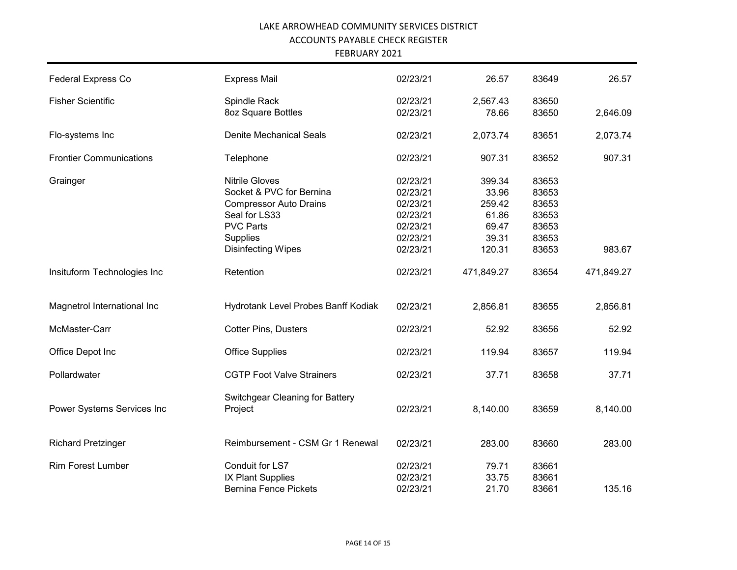LAKE ARROWHEAD COMMUNITY SERVICES DISTRICT
ACCOUNTS PAYABLE CHECK REGISTER
FEBRUARY 2021

| | | | | | |
|---|---|---|---|---|---|
| Federal Express Co | Express Mail | 02/23/21 | 26.57 | 83649 | 26.57 |
| Fisher Scientific | Spindle Rack | 02/23/21 | 2,567.43 | 83650 | |
| | 8oz Square Bottles | 02/23/21 | 78.66 | 83650 | 2,646.09 |
| Flo-systems Inc | Denite Mechanical Seals | 02/23/21 | 2,073.74 | 83651 | 2,073.74 |
| Frontier Communications | Telephone | 02/23/21 | 907.31 | 83652 | 907.31 |
| Grainger | Nitrile Gloves | 02/23/21 | 399.34 | 83653 | |
| | Socket & PVC for Bernina | 02/23/21 | 33.96 | 83653 | |
| | Compressor Auto Drains | 02/23/21 | 259.42 | 83653 | |
| | Seal for LS33 | 02/23/21 | 61.86 | 83653 | |
| | PVC Parts | 02/23/21 | 69.47 | 83653 | |
| | Supplies | 02/23/21 | 39.31 | 83653 | |
| | Disinfecting Wipes | 02/23/21 | 120.31 | 83653 | 983.67 |
| Insituform Technologies Inc | Retention | 02/23/21 | 471,849.27 | 83654 | 471,849.27 |
| Magnetrol International Inc | Hydrotank Level Probes Banff Kodiak | 02/23/21 | 2,856.81 | 83655 | 2,856.81 |
| McMaster-Carr | Cotter Pins, Dusters | 02/23/21 | 52.92 | 83656 | 52.92 |
| Office Depot Inc | Office Supplies | 02/23/21 | 119.94 | 83657 | 119.94 |
| Pollardwater | CGTP Foot Valve Strainers | 02/23/21 | 37.71 | 83658 | 37.71 |
| Power Systems Services Inc | Switchgear Cleaning for Battery Project | 02/23/21 | 8,140.00 | 83659 | 8,140.00 |
| Richard Pretzinger | Reimbursement - CSM Gr 1 Renewal | 02/23/21 | 283.00 | 83660 | 283.00 |
| Rim Forest Lumber | Conduit for LS7 | 02/23/21 | 79.71 | 83661 | |
| | IX Plant Supplies | 02/23/21 | 33.75 | 83661 | |
| | Bernina Fence Pickets | 02/23/21 | 21.70 | 83661 | 135.16 |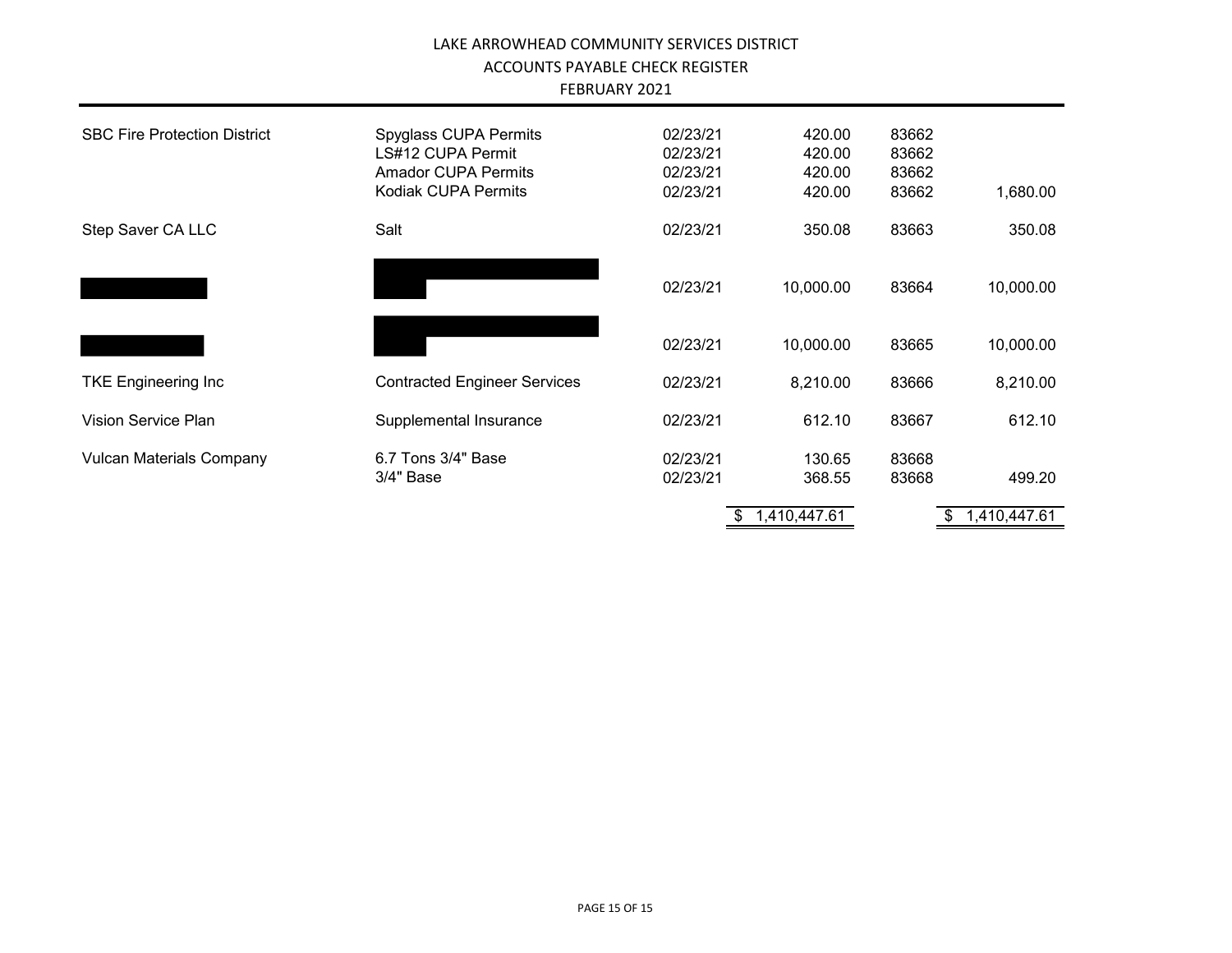# LAKE ARROWHEAD COMMUNITY SERVICES DISTRICT

## ACCOUNTS PAYABLE CHECK REGISTER

### FEBRUARY 2021

| Vendor | Description | Date | Amount | Check # | Total |
|---|---|---|---|---|---|
| SBC Fire Protection District | Spyglass CUPA Permits | 02/23/21 | 420.00 | 83662 | |
| | LS#12 CUPA Permit | 02/23/21 | 420.00 | 83662 | |
| | Amador CUPA Permits | 02/23/21 | 420.00 | 83662 | |
| | Kodiak CUPA Permits | 02/23/21 | 420.00 | 83662 | 1,680.00 |
| Step Saver CA LLC | Salt | 02/23/21 | 350.08 | 83663 | 350.08 |
| [REDACTED] | [REDACTED] | 02/23/21 | 10,000.00 | 83664 | 10,000.00 |
| [REDACTED] | [REDACTED] | 02/23/21 | 10,000.00 | 83665 | 10,000.00 |
| TKE Engineering Inc | Contracted Engineer Services | 02/23/21 | 8,210.00 | 83666 | 8,210.00 |
| Vision Service Plan | Supplemental Insurance | 02/23/21 | 612.10 | 83667 | 612.10 |
| Vulcan Materials Company | 6.7 Tons 3/4" Base | 02/23/21 | 130.65 | 83668 | |
| | 3/4" Base | 02/23/21 | 368.55 | 83668 | 499.20 |
| | | | $ 1,410,447.61 | | $ 1,410,447.61 |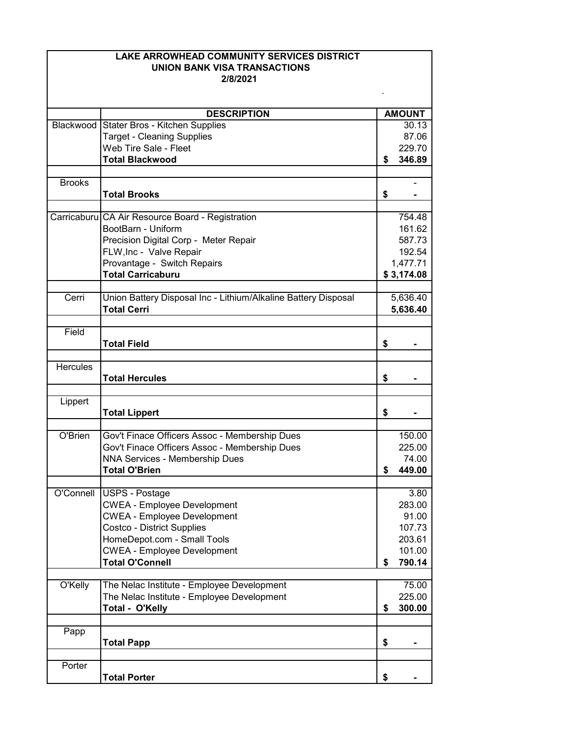**LAKE ARROWHEAD COMMUNITY SERVICES DISTRICT**
**UNION BANK VISA TRANSACTIONS**
**2/8/2021**

| | **DESCRIPTION** | **AMOUNT** |
|---|---|---|
| Blackwood | Stater Bros - Kitchen Supplies | 30.13 |
| | Target - Cleaning Supplies | 87.06 |
| | Web Tire Sale - Fleet | 229.70 |
| | **Total Blackwood** | **$ 346.89** |
| | | |
| Brooks | | - |
| | **Total Brooks** | **$ -** |
| | | |
| Carricaburu | CA Air Resource Board - Registration | 754.48 |
| | BootBarn - Uniform | 161.62 |
| | Precision Digital Corp - Meter Repair | 587.73 |
| | FLW,Inc - Valve Repair | 192.54 |
| | Provantage - Switch Repairs | 1,477.71 |
| | **Total Carricaburu** | **$ 3,174.08** |
| | | |
| Cerri | Union Battery Disposal Inc - Lithium/Alkaline Battery Disposal | 5,636.40 |
| | **Total Cerri** | **5,636.40** |
| | | |
| Field | | |
| | **Total Field** | **$ -** |
| | | |
| Hercules | | |
| | **Total Hercules** | **$ -** |
| | | |
| Lippert | | |
| | **Total Lippert** | **$ -** |
| | | |
| O'Brien | Gov't Finace Officers Assoc - Membership Dues | 150.00 |
| | Gov't Finace Officers Assoc - Membership Dues | 225.00 |
| | NNA Services - Membership Dues | 74.00 |
| | **Total O'Brien** | **$ 449.00** |
| | | |
| O'Connell | USPS - Postage | 3.80 |
| | CWEA - Employee Development | 283.00 |
| | CWEA - Employee Development | 91.00 |
| | Costco - District Supplies | 107.73 |
| | HomeDepot.com - Small Tools | 203.61 |
| | CWEA - Employee Development | 101.00 |
| | **Total O'Connell** | **$ 790.14** |
| | | |
| O'Kelly | The Nelac Institute - Employee Development | 75.00 |
| | The Nelac Institute - Employee Development | 225.00 |
| | **Total - O'Kelly** | **$ 300.00** |
| | | |
| Papp | | |
| | **Total Papp** | **$ -** |
| | | |
| Porter | | |
| | **Total Porter** | **$ -** |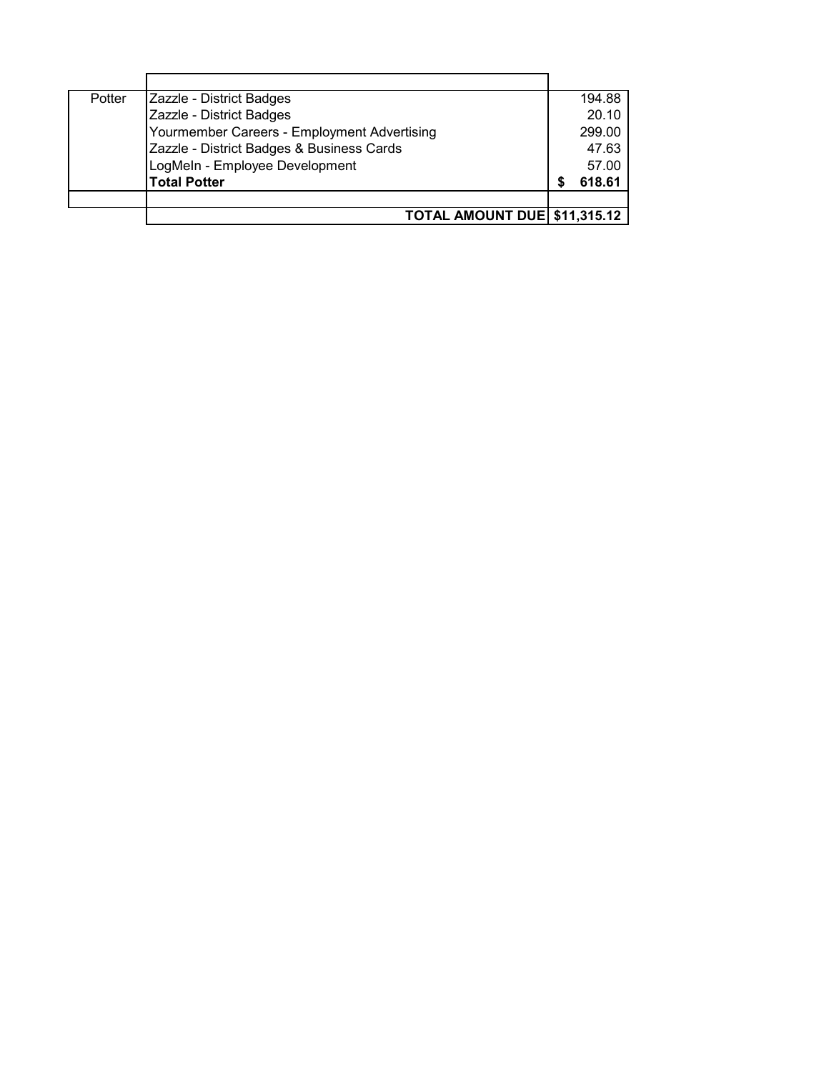| | | |
|---|---|---|
| Potter | Zazzle - District Badges | 194.88 |
| | Zazzle - District Badges | 20.10 |
| | Yourmember Careers - Employment Advertising | 299.00 |
| | Zazzle - District Badges & Business Cards | 47.63 |
| | LogMeIn - Employee Development | 57.00 |
| | **Total Potter** | **$ 618.61** |
| | | |
| | **TOTAL AMOUNT DUE** | **$11,315.12** |